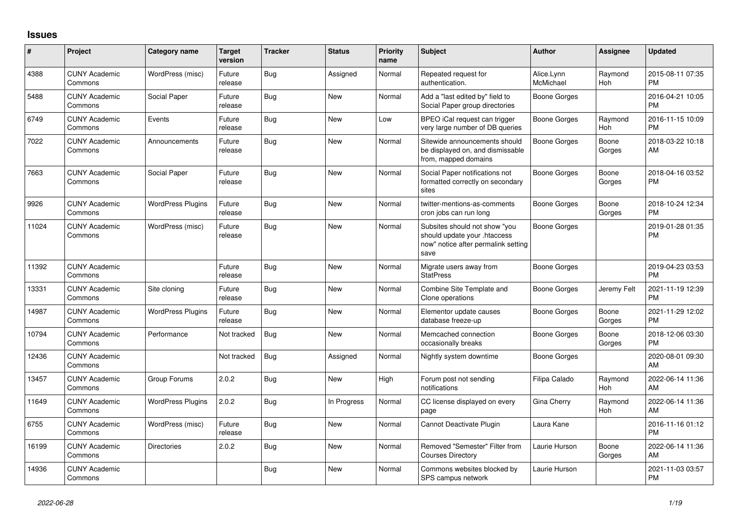## Issues

| # | Project | Category name | Target version | Tracker | Status | Priority name | Subject | Author | Assignee | Updated |
|---|---|---|---|---|---|---|---|---|---|---|
| 4388 | CUNY Academic Commons | WordPress (misc) | Future release | Bug | Assigned | Normal | Repeated request for authentication. | Alice.Lynn McMichael | Raymond Hoh | 2015-08-11 07:35 PM |
| 5488 | CUNY Academic Commons | Social Paper | Future release | Bug | New | Normal | Add a "last edited by" field to Social Paper group directories | Boone Gorges | | 2016-04-21 10:05 PM |
| 6749 | CUNY Academic Commons | Events | Future release | Bug | New | Low | BPEO iCal request can trigger very large number of DB queries | Boone Gorges | Raymond Hoh | 2016-11-15 10:09 PM |
| 7022 | CUNY Academic Commons | Announcements | Future release | Bug | New | Normal | Sitewide announcements should be displayed on, and dismissable from, mapped domains | Boone Gorges | Boone Gorges | 2018-03-22 10:18 AM |
| 7663 | CUNY Academic Commons | Social Paper | Future release | Bug | New | Normal | Social Paper notifications not formatted correctly on secondary sites | Boone Gorges | Boone Gorges | 2018-04-16 03:52 PM |
| 9926 | CUNY Academic Commons | WordPress Plugins | Future release | Bug | New | Normal | twitter-mentions-as-comments cron jobs can run long | Boone Gorges | Boone Gorges | 2018-10-24 12:34 PM |
| 11024 | CUNY Academic Commons | WordPress (misc) | Future release | Bug | New | Normal | Subsites should not show "you should update your .htaccess now" notice after permalink setting save | Boone Gorges | | 2019-01-28 01:35 PM |
| 11392 | CUNY Academic Commons | | Future release | Bug | New | Normal | Migrate users away from StatPress | Boone Gorges | | 2019-04-23 03:53 PM |
| 13331 | CUNY Academic Commons | Site cloning | Future release | Bug | New | Normal | Combine Site Template and Clone operations | Boone Gorges | Jeremy Felt | 2021-11-19 12:39 PM |
| 14987 | CUNY Academic Commons | WordPress Plugins | Future release | Bug | New | Normal | Elementor update causes database freeze-up | Boone Gorges | Boone Gorges | 2021-11-29 12:02 PM |
| 10794 | CUNY Academic Commons | Performance | Not tracked | Bug | New | Normal | Memcached connection occasionally breaks | Boone Gorges | Boone Gorges | 2018-12-06 03:30 PM |
| 12436 | CUNY Academic Commons | | Not tracked | Bug | Assigned | Normal | Nightly system downtime | Boone Gorges | | 2020-08-01 09:30 AM |
| 13457 | CUNY Academic Commons | Group Forums | 2.0.2 | Bug | New | High | Forum post not sending notifications | Filipa Calado | Raymond Hoh | 2022-06-14 11:36 AM |
| 11649 | CUNY Academic Commons | WordPress Plugins | 2.0.2 | Bug | In Progress | Normal | CC license displayed on every page | Gina Cherry | Raymond Hoh | 2022-06-14 11:36 AM |
| 6755 | CUNY Academic Commons | WordPress (misc) | Future release | Bug | New | Normal | Cannot Deactivate Plugin | Laura Kane | | 2016-11-16 01:12 PM |
| 16199 | CUNY Academic Commons | Directories | 2.0.2 | Bug | New | Normal | Removed "Semester" Filter from Courses Directory | Laurie Hurson | Boone Gorges | 2022-06-14 11:36 AM |
| 14936 | CUNY Academic Commons | | | Bug | New | Normal | Commons websites blocked by SPS campus network | Laurie Hurson | | 2021-11-03 03:57 PM |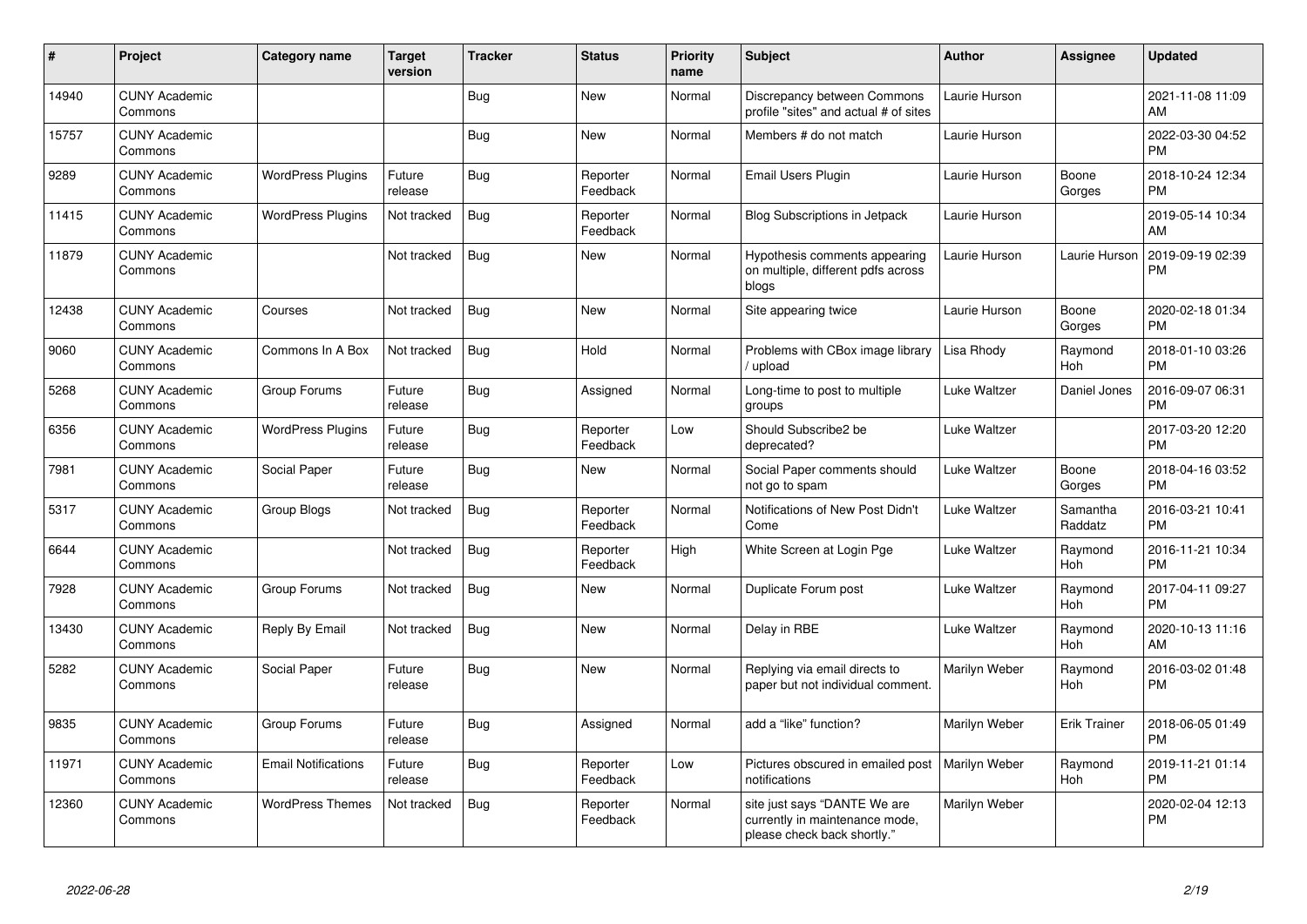| # | Project | Category name | Target version | Tracker | Status | Priority name | Subject | Author | Assignee | Updated |
|---|---|---|---|---|---|---|---|---|---|---|
| 14940 | CUNY Academic Commons | | | Bug | New | Normal | Discrepancy between Commons profile "sites" and actual # of sites | Laurie Hurson | | 2021-11-08 11:09 AM |
| 15757 | CUNY Academic Commons | | | Bug | New | Normal | Members # do not match | Laurie Hurson | | 2022-03-30 04:52 PM |
| 9289 | CUNY Academic Commons | WordPress Plugins | Future release | Bug | Reporter Feedback | Normal | Email Users Plugin | Laurie Hurson | Boone Gorges | 2018-10-24 12:34 PM |
| 11415 | CUNY Academic Commons | WordPress Plugins | Not tracked | Bug | Reporter Feedback | Normal | Blog Subscriptions in Jetpack | Laurie Hurson | | 2019-05-14 10:34 AM |
| 11879 | CUNY Academic Commons | | Not tracked | Bug | New | Normal | Hypothesis comments appearing on multiple, different pdfs across blogs | Laurie Hurson | Laurie Hurson | 2019-09-19 02:39 PM |
| 12438 | CUNY Academic Commons | Courses | Not tracked | Bug | New | Normal | Site appearing twice | Laurie Hurson | Boone Gorges | 2020-02-18 01:34 PM |
| 9060 | CUNY Academic Commons | Commons In A Box | Not tracked | Bug | Hold | Normal | Problems with CBox image library / upload | Lisa Rhody | Raymond Hoh | 2018-01-10 03:26 PM |
| 5268 | CUNY Academic Commons | Group Forums | Future release | Bug | Assigned | Normal | Long-time to post to multiple groups | Luke Waltzer | Daniel Jones | 2016-09-07 06:31 PM |
| 6356 | CUNY Academic Commons | WordPress Plugins | Future release | Bug | Reporter Feedback | Low | Should Subscribe2 be deprecated? | Luke Waltzer | | 2017-03-20 12:20 PM |
| 7981 | CUNY Academic Commons | Social Paper | Future release | Bug | New | Normal | Social Paper comments should not go to spam | Luke Waltzer | Boone Gorges | 2018-04-16 03:52 PM |
| 5317 | CUNY Academic Commons | Group Blogs | Not tracked | Bug | Reporter Feedback | Normal | Notifications of New Post Didn't Come | Luke Waltzer | Samantha Raddatz | 2016-03-21 10:41 PM |
| 6644 | CUNY Academic Commons | | Not tracked | Bug | Reporter Feedback | High | White Screen at Login Pge | Luke Waltzer | Raymond Hoh | 2016-11-21 10:34 PM |
| 7928 | CUNY Academic Commons | Group Forums | Not tracked | Bug | New | Normal | Duplicate Forum post | Luke Waltzer | Raymond Hoh | 2017-04-11 09:27 PM |
| 13430 | CUNY Academic Commons | Reply By Email | Not tracked | Bug | New | Normal | Delay in RBE | Luke Waltzer | Raymond Hoh | 2020-10-13 11:16 AM |
| 5282 | CUNY Academic Commons | Social Paper | Future release | Bug | New | Normal | Replying via email directs to paper but not individual comment. | Marilyn Weber | Raymond Hoh | 2016-03-02 01:48 PM |
| 9835 | CUNY Academic Commons | Group Forums | Future release | Bug | Assigned | Normal | add a "like" function? | Marilyn Weber | Erik Trainer | 2018-06-05 01:49 PM |
| 11971 | CUNY Academic Commons | Email Notifications | Future release | Bug | Reporter Feedback | Low | Pictures obscured in emailed post notifications | Marilyn Weber | Raymond Hoh | 2019-11-21 01:14 PM |
| 12360 | CUNY Academic Commons | WordPress Themes | Not tracked | Bug | Reporter Feedback | Normal | site just says "DANTE We are currently in maintenance mode, please check back shortly." | Marilyn Weber | | 2020-02-04 12:13 PM |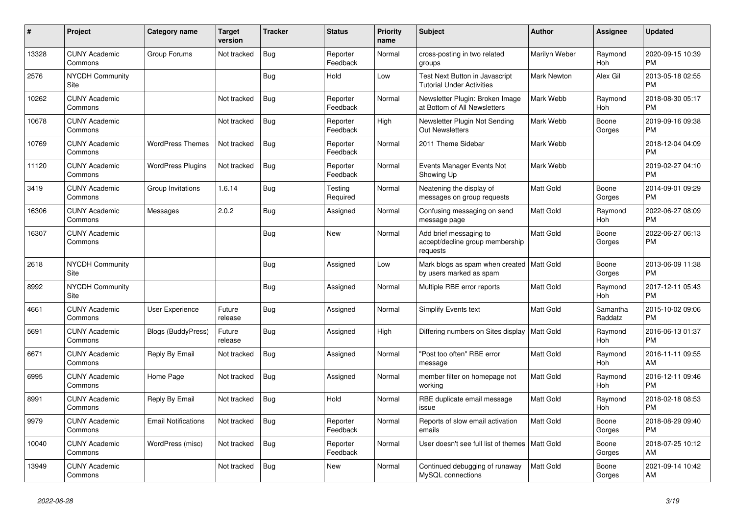| # | Project | Category name | Target version | Tracker | Status | Priority name | Subject | Author | Assignee | Updated |
|---|---|---|---|---|---|---|---|---|---|---|
| 13328 | CUNY Academic Commons | Group Forums | Not tracked | Bug | Reporter Feedback | Normal | cross-posting in two related groups | Marilyn Weber | Raymond Hoh | 2020-09-15 10:39 PM |
| 2576 | NYCDH Community Site | | | Bug | Hold | Low | Test Next Button in Javascript Tutorial Under Activities | Mark Newton | Alex Gil | 2013-05-18 02:55 PM |
| 10262 | CUNY Academic Commons | | Not tracked | Bug | Reporter Feedback | Normal | Newsletter Plugin: Broken Image at Bottom of All Newsletters | Mark Webb | Raymond Hoh | 2018-08-30 05:17 PM |
| 10678 | CUNY Academic Commons | | Not tracked | Bug | Reporter Feedback | High | Newsletter Plugin Not Sending Out Newsletters | Mark Webb | Boone Gorges | 2019-09-16 09:38 PM |
| 10769 | CUNY Academic Commons | WordPress Themes | Not tracked | Bug | Reporter Feedback | Normal | 2011 Theme Sidebar | Mark Webb | | 2018-12-04 04:09 PM |
| 11120 | CUNY Academic Commons | WordPress Plugins | Not tracked | Bug | Reporter Feedback | Normal | Events Manager Events Not Showing Up | Mark Webb | | 2019-02-27 04:10 PM |
| 3419 | CUNY Academic Commons | Group Invitations | 1.6.14 | Bug | Testing Required | Normal | Neatening the display of messages on group requests | Matt Gold | Boone Gorges | 2014-09-01 09:29 PM |
| 16306 | CUNY Academic Commons | Messages | 2.0.2 | Bug | Assigned | Normal | Confusing messaging on send message page | Matt Gold | Raymond Hoh | 2022-06-27 08:09 PM |
| 16307 | CUNY Academic Commons | | | Bug | New | Normal | Add brief messaging to accept/decline group membership requests | Matt Gold | Boone Gorges | 2022-06-27 06:13 PM |
| 2618 | NYCDH Community Site | | | Bug | Assigned | Low | Mark blogs as spam when created by users marked as spam | Matt Gold | Boone Gorges | 2013-06-09 11:38 PM |
| 8992 | NYCDH Community Site | | | Bug | Assigned | Normal | Multiple RBE error reports | Matt Gold | Raymond Hoh | 2017-12-11 05:43 PM |
| 4661 | CUNY Academic Commons | User Experience | Future release | Bug | Assigned | Normal | Simplify Events text | Matt Gold | Samantha Raddatz | 2015-10-02 09:06 PM |
| 5691 | CUNY Academic Commons | Blogs (BuddyPress) | Future release | Bug | Assigned | High | Differing numbers on Sites display | Matt Gold | Raymond Hoh | 2016-06-13 01:37 PM |
| 6671 | CUNY Academic Commons | Reply By Email | Not tracked | Bug | Assigned | Normal | "Post too often" RBE error message | Matt Gold | Raymond Hoh | 2016-11-11 09:55 AM |
| 6995 | CUNY Academic Commons | Home Page | Not tracked | Bug | Assigned | Normal | member filter on homepage not working | Matt Gold | Raymond Hoh | 2016-12-11 09:46 PM |
| 8991 | CUNY Academic Commons | Reply By Email | Not tracked | Bug | Hold | Normal | RBE duplicate email message issue | Matt Gold | Raymond Hoh | 2018-02-18 08:53 PM |
| 9979 | CUNY Academic Commons | Email Notifications | Not tracked | Bug | Reporter Feedback | Normal | Reports of slow email activation emails | Matt Gold | Boone Gorges | 2018-08-29 09:40 PM |
| 10040 | CUNY Academic Commons | WordPress (misc) | Not tracked | Bug | Reporter Feedback | Normal | User doesn't see full list of themes | Matt Gold | Boone Gorges | 2018-07-25 10:12 AM |
| 13949 | CUNY Academic Commons | | Not tracked | Bug | New | Normal | Continued debugging of runaway MySQL connections | Matt Gold | Boone Gorges | 2021-09-14 10:42 AM |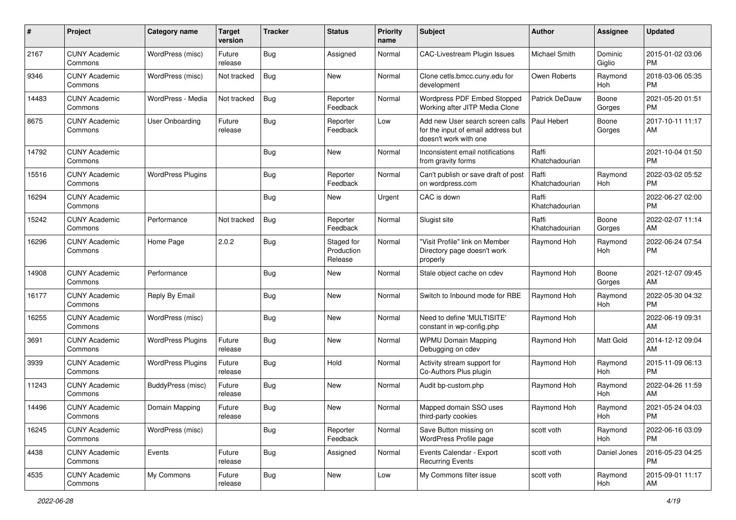| # | Project | Category name | Target version | Tracker | Status | Priority name | Subject | Author | Assignee | Updated |
|---|---|---|---|---|---|---|---|---|---|---|
| 2167 | CUNY Academic Commons | WordPress (misc) | Future release | Bug | Assigned | Normal | CAC-Livestream Plugin Issues | Michael Smith | Dominic Giglio | 2015-01-02 03:06 PM |
| 9346 | CUNY Academic Commons | WordPress (misc) | Not tracked | Bug | New | Normal | Clone cetls.bmcc.cuny.edu for development | Owen Roberts | Raymond Hoh | 2018-03-06 05:35 PM |
| 14483 | CUNY Academic Commons | WordPress - Media | Not tracked | Bug | Reporter Feedback | Normal | Wordpress PDF Embed Stopped Working after JITP Media Clone | Patrick DeDauw | Boone Gorges | 2021-05-20 01:51 PM |
| 8675 | CUNY Academic Commons | User Onboarding | Future release | Bug | Reporter Feedback | Low | Add new User search screen calls for the input of email address but doesn't work with one | Paul Hebert | Boone Gorges | 2017-10-11 11:17 AM |
| 14792 | CUNY Academic Commons | | | Bug | New | Normal | Inconsistent email notifications from gravity forms | Raffi Khatchadourian | | 2021-10-04 01:50 PM |
| 15516 | CUNY Academic Commons | WordPress Plugins | | Bug | Reporter Feedback | Normal | Can't publish or save draft of post on wordpress.com | Raffi Khatchadourian | Raymond Hoh | 2022-03-02 05:52 PM |
| 16294 | CUNY Academic Commons | | | Bug | New | Urgent | CAC is down | Raffi Khatchadourian | | 2022-06-27 02:00 PM |
| 15242 | CUNY Academic Commons | Performance | Not tracked | Bug | Reporter Feedback | Normal | Slugist site | Raffi Khatchadourian | Boone Gorges | 2022-02-07 11:14 AM |
| 16296 | CUNY Academic Commons | Home Page | 2.0.2 | Bug | Staged for Production Release | Normal | "Visit Profile" link on Member Directory page doesn't work properly | Raymond Hoh | Raymond Hoh | 2022-06-24 07:54 PM |
| 14908 | CUNY Academic Commons | Performance | | Bug | New | Normal | Stale object cache on cdev | Raymond Hoh | Boone Gorges | 2021-12-07 09:45 AM |
| 16177 | CUNY Academic Commons | Reply By Email | | Bug | New | Normal | Switch to Inbound mode for RBE | Raymond Hoh | Raymond Hoh | 2022-05-30 04:32 PM |
| 16255 | CUNY Academic Commons | WordPress (misc) | | Bug | New | Normal | Need to define 'MULTISITE' constant in wp-config.php | Raymond Hoh | | 2022-06-19 09:31 AM |
| 3691 | CUNY Academic Commons | WordPress Plugins | Future release | Bug | New | Normal | WPMU Domain Mapping Debugging on cdev | Raymond Hoh | Matt Gold | 2014-12-12 09:04 AM |
| 3939 | CUNY Academic Commons | WordPress Plugins | Future release | Bug | Hold | Normal | Activity stream support for Co-Authors Plus plugin | Raymond Hoh | Raymond Hoh | 2015-11-09 06:13 PM |
| 11243 | CUNY Academic Commons | BuddyPress (misc) | Future release | Bug | New | Normal | Audit bp-custom.php | Raymond Hoh | Raymond Hoh | 2022-04-26 11:59 AM |
| 14496 | CUNY Academic Commons | Domain Mapping | Future release | Bug | New | Normal | Mapped domain SSO uses third-party cookies | Raymond Hoh | Raymond Hoh | 2021-05-24 04:03 PM |
| 16245 | CUNY Academic Commons | WordPress (misc) | | Bug | Reporter Feedback | Normal | Save Button missing on WordPress Profile page | scott voth | Raymond Hoh | 2022-06-16 03:09 PM |
| 4438 | CUNY Academic Commons | Events | Future release | Bug | Assigned | Normal | Events Calendar - Export Recurring Events | scott voth | Daniel Jones | 2016-05-23 04:25 PM |
| 4535 | CUNY Academic Commons | My Commons | Future release | Bug | New | Low | My Commons filter issue | scott voth | Raymond Hoh | 2015-09-01 11:17 AM |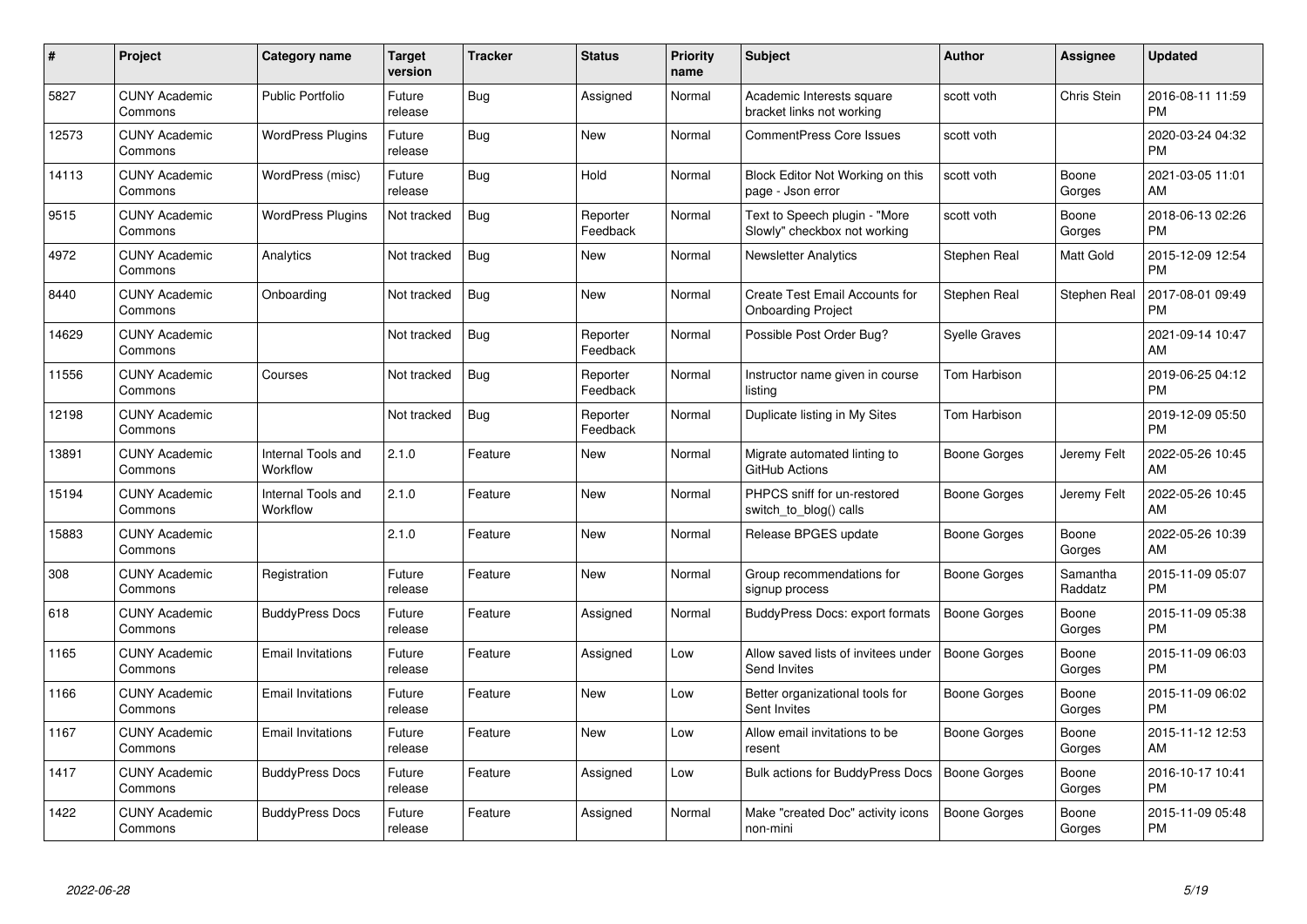| # | Project | Category name | Target version | Tracker | Status | Priority name | Subject | Author | Assignee | Updated |
|---|---|---|---|---|---|---|---|---|---|---|
| 5827 | CUNY Academic Commons | Public Portfolio | Future release | Bug | Assigned | Normal | Academic Interests square bracket links not working | scott voth | Chris Stein | 2016-08-11 11:59 PM |
| 12573 | CUNY Academic Commons | WordPress Plugins | Future release | Bug | New | Normal | CommentPress Core Issues | scott voth | | 2020-03-24 04:32 PM |
| 14113 | CUNY Academic Commons | WordPress (misc) | Future release | Bug | Hold | Normal | Block Editor Not Working on this page - Json error | scott voth | Boone Gorges | 2021-03-05 11:01 AM |
| 9515 | CUNY Academic Commons | WordPress Plugins | Not tracked | Bug | Reporter Feedback | Normal | Text to Speech plugin - "More Slowly" checkbox not working | scott voth | Boone Gorges | 2018-06-13 02:26 PM |
| 4972 | CUNY Academic Commons | Analytics | Not tracked | Bug | New | Normal | Newsletter Analytics | Stephen Real | Matt Gold | 2015-12-09 12:54 PM |
| 8440 | CUNY Academic Commons | Onboarding | Not tracked | Bug | New | Normal | Create Test Email Accounts for Onboarding Project | Stephen Real | Stephen Real | 2017-08-01 09:49 PM |
| 14629 | CUNY Academic Commons | | Not tracked | Bug | Reporter Feedback | Normal | Possible Post Order Bug? | Syelle Graves | | 2021-09-14 10:47 AM |
| 11556 | CUNY Academic Commons | Courses | Not tracked | Bug | Reporter Feedback | Normal | Instructor name given in course listing | Tom Harbison | | 2019-06-25 04:12 PM |
| 12198 | CUNY Academic Commons | | Not tracked | Bug | Reporter Feedback | Normal | Duplicate listing in My Sites | Tom Harbison | | 2019-12-09 05:50 PM |
| 13891 | CUNY Academic Commons | Internal Tools and Workflow | 2.1.0 | Feature | New | Normal | Migrate automated linting to GitHub Actions | Boone Gorges | Jeremy Felt | 2022-05-26 10:45 AM |
| 15194 | CUNY Academic Commons | Internal Tools and Workflow | 2.1.0 | Feature | New | Normal | PHPCS sniff for un-restored switch_to_blog() calls | Boone Gorges | Jeremy Felt | 2022-05-26 10:45 AM |
| 15883 | CUNY Academic Commons | | 2.1.0 | Feature | New | Normal | Release BPGES update | Boone Gorges | Boone Gorges | 2022-05-26 10:39 AM |
| 308 | CUNY Academic Commons | Registration | Future release | Feature | New | Normal | Group recommendations for signup process | Boone Gorges | Samantha Raddatz | 2015-11-09 05:07 PM |
| 618 | CUNY Academic Commons | BuddyPress Docs | Future release | Feature | Assigned | Normal | BuddyPress Docs: export formats | Boone Gorges | Boone Gorges | 2015-11-09 05:38 PM |
| 1165 | CUNY Academic Commons | Email Invitations | Future release | Feature | Assigned | Low | Allow saved lists of invitees under Send Invites | Boone Gorges | Boone Gorges | 2015-11-09 06:03 PM |
| 1166 | CUNY Academic Commons | Email Invitations | Future release | Feature | New | Low | Better organizational tools for Sent Invites | Boone Gorges | Boone Gorges | 2015-11-09 06:02 PM |
| 1167 | CUNY Academic Commons | Email Invitations | Future release | Feature | New | Low | Allow email invitations to be resent | Boone Gorges | Boone Gorges | 2015-11-12 12:53 AM |
| 1417 | CUNY Academic Commons | BuddyPress Docs | Future release | Feature | Assigned | Low | Bulk actions for BuddyPress Docs | Boone Gorges | Boone Gorges | 2016-10-17 10:41 PM |
| 1422 | CUNY Academic Commons | BuddyPress Docs | Future release | Feature | Assigned | Normal | Make "created Doc" activity icons non-mini | Boone Gorges | Boone Gorges | 2015-11-09 05:48 PM |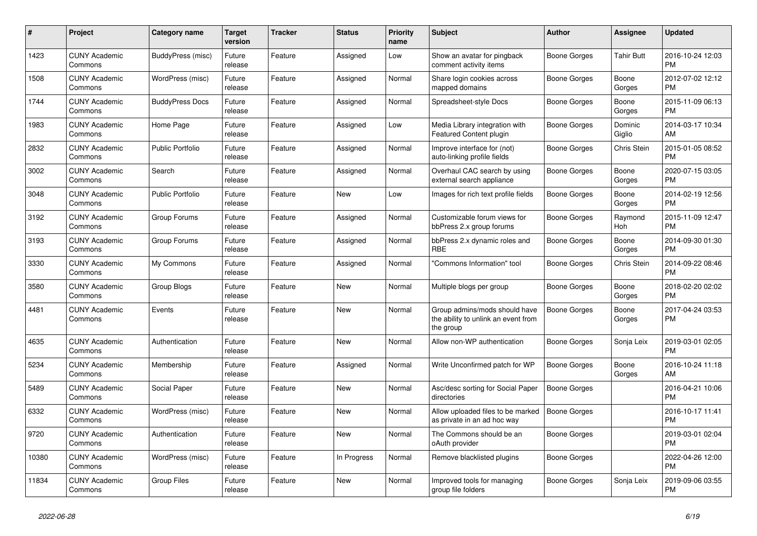| # | Project | Category name | Target version | Tracker | Status | Priority name | Subject | Author | Assignee | Updated |
|---|---|---|---|---|---|---|---|---|---|---|
| 1423 | CUNY Academic Commons | BuddyPress (misc) | Future release | Feature | Assigned | Low | Show an avatar for pingback comment activity items | Boone Gorges | Tahir Butt | 2016-10-24 12:03 PM |
| 1508 | CUNY Academic Commons | WordPress (misc) | Future release | Feature | Assigned | Normal | Share login cookies across mapped domains | Boone Gorges | Boone Gorges | 2012-07-02 12:12 PM |
| 1744 | CUNY Academic Commons | BuddyPress Docs | Future release | Feature | Assigned | Normal | Spreadsheet-style Docs | Boone Gorges | Boone Gorges | 2015-11-09 06:13 PM |
| 1983 | CUNY Academic Commons | Home Page | Future release | Feature | Assigned | Low | Media Library integration with Featured Content plugin | Boone Gorges | Dominic Giglio | 2014-03-17 10:34 AM |
| 2832 | CUNY Academic Commons | Public Portfolio | Future release | Feature | Assigned | Normal | Improve interface for (not) auto-linking profile fields | Boone Gorges | Chris Stein | 2015-01-05 08:52 PM |
| 3002 | CUNY Academic Commons | Search | Future release | Feature | Assigned | Normal | Overhaul CAC search by using external search appliance | Boone Gorges | Boone Gorges | 2020-07-15 03:05 PM |
| 3048 | CUNY Academic Commons | Public Portfolio | Future release | Feature | New | Low | Images for rich text profile fields | Boone Gorges | Boone Gorges | 2014-02-19 12:56 PM |
| 3192 | CUNY Academic Commons | Group Forums | Future release | Feature | Assigned | Normal | Customizable forum views for bbPress 2.x group forums | Boone Gorges | Raymond Hoh | 2015-11-09 12:47 PM |
| 3193 | CUNY Academic Commons | Group Forums | Future release | Feature | Assigned | Normal | bbPress 2.x dynamic roles and RBE | Boone Gorges | Boone Gorges | 2014-09-30 01:30 PM |
| 3330 | CUNY Academic Commons | My Commons | Future release | Feature | Assigned | Normal | "Commons Information" tool | Boone Gorges | Chris Stein | 2014-09-22 08:46 PM |
| 3580 | CUNY Academic Commons | Group Blogs | Future release | Feature | New | Normal | Multiple blogs per group | Boone Gorges | Boone Gorges | 2018-02-20 02:02 PM |
| 4481 | CUNY Academic Commons | Events | Future release | Feature | New | Normal | Group admins/mods should have the ability to unlink an event from the group | Boone Gorges | Boone Gorges | 2017-04-24 03:53 PM |
| 4635 | CUNY Academic Commons | Authentication | Future release | Feature | New | Normal | Allow non-WP authentication | Boone Gorges | Sonja Leix | 2019-03-01 02:05 PM |
| 5234 | CUNY Academic Commons | Membership | Future release | Feature | Assigned | Normal | Write Unconfirmed patch for WP | Boone Gorges | Boone Gorges | 2016-10-24 11:18 AM |
| 5489 | CUNY Academic Commons | Social Paper | Future release | Feature | New | Normal | Asc/desc sorting for Social Paper directories | Boone Gorges | | 2016-04-21 10:06 PM |
| 6332 | CUNY Academic Commons | WordPress (misc) | Future release | Feature | New | Normal | Allow uploaded files to be marked as private in an ad hoc way | Boone Gorges | | 2016-10-17 11:41 PM |
| 9720 | CUNY Academic Commons | Authentication | Future release | Feature | New | Normal | The Commons should be an oAuth provider | Boone Gorges | | 2019-03-01 02:04 PM |
| 10380 | CUNY Academic Commons | WordPress (misc) | Future release | Feature | In Progress | Normal | Remove blacklisted plugins | Boone Gorges | | 2022-04-26 12:00 PM |
| 11834 | CUNY Academic Commons | Group Files | Future release | Feature | New | Normal | Improved tools for managing group file folders | Boone Gorges | Sonja Leix | 2019-09-06 03:55 PM |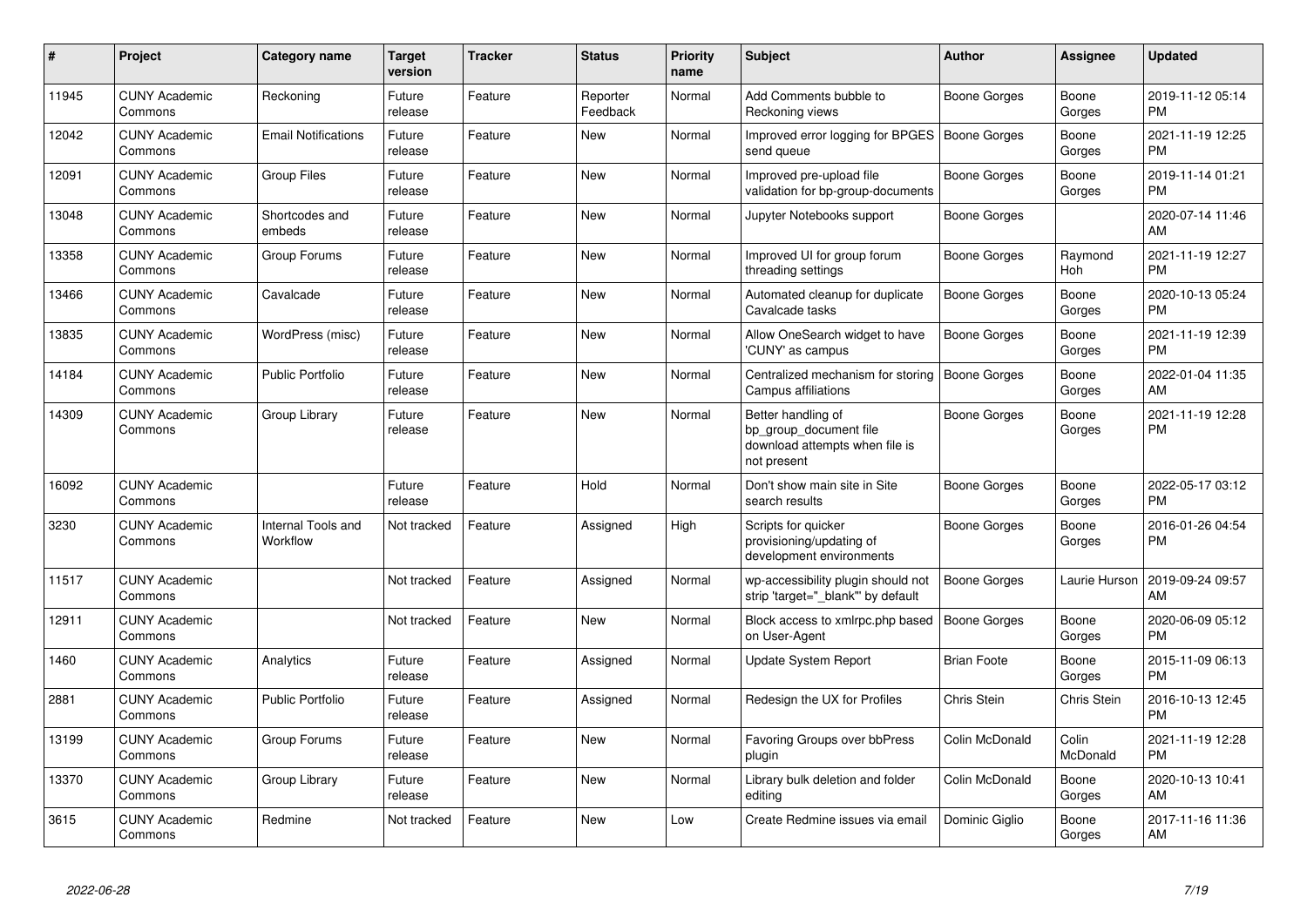| # | Project | Category name | Target version | Tracker | Status | Priority name | Subject | Author | Assignee | Updated |
|---|---|---|---|---|---|---|---|---|---|---|
| 11945 | CUNY Academic Commons | Reckoning | Future release | Feature | Reporter Feedback | Normal | Add Comments bubble to Reckoning views | Boone Gorges | Boone Gorges | 2019-11-12 05:14 PM |
| 12042 | CUNY Academic Commons | Email Notifications | Future release | Feature | New | Normal | Improved error logging for BPGES send queue | Boone Gorges | Boone Gorges | 2021-11-19 12:25 PM |
| 12091 | CUNY Academic Commons | Group Files | Future release | Feature | New | Normal | Improved pre-upload file validation for bp-group-documents | Boone Gorges | Boone Gorges | 2019-11-14 01:21 PM |
| 13048 | CUNY Academic Commons | Shortcodes and embeds | Future release | Feature | New | Normal | Jupyter Notebooks support | Boone Gorges | | 2020-07-14 11:46 AM |
| 13358 | CUNY Academic Commons | Group Forums | Future release | Feature | New | Normal | Improved UI for group forum threading settings | Boone Gorges | Raymond Hoh | 2021-11-19 12:27 PM |
| 13466 | CUNY Academic Commons | Cavalcade | Future release | Feature | New | Normal | Automated cleanup for duplicate Cavalcade tasks | Boone Gorges | Boone Gorges | 2020-10-13 05:24 PM |
| 13835 | CUNY Academic Commons | WordPress (misc) | Future release | Feature | New | Normal | Allow OneSearch widget to have 'CUNY' as campus | Boone Gorges | Boone Gorges | 2021-11-19 12:39 PM |
| 14184 | CUNY Academic Commons | Public Portfolio | Future release | Feature | New | Normal | Centralized mechanism for storing Campus affiliations | Boone Gorges | Boone Gorges | 2022-01-04 11:35 AM |
| 14309 | CUNY Academic Commons | Group Library | Future release | Feature | New | Normal | Better handling of bp_group_document file download attempts when file is not present | Boone Gorges | Boone Gorges | 2021-11-19 12:28 PM |
| 16092 | CUNY Academic Commons | | Future release | Feature | Hold | Normal | Don't show main site in Site search results | Boone Gorges | Boone Gorges | 2022-05-17 03:12 PM |
| 3230 | CUNY Academic Commons | Internal Tools and Workflow | Not tracked | Feature | Assigned | High | Scripts for quicker provisioning/updating of development environments | Boone Gorges | Boone Gorges | 2016-01-26 04:54 PM |
| 11517 | CUNY Academic Commons | | Not tracked | Feature | Assigned | Normal | wp-accessibility plugin should not strip 'target="_blank"' by default | Boone Gorges | Laurie Hurson | 2019-09-24 09:57 AM |
| 12911 | CUNY Academic Commons | | Not tracked | Feature | New | Normal | Block access to xmlrpc.php based on User-Agent | Boone Gorges | Boone Gorges | 2020-06-09 05:12 PM |
| 1460 | CUNY Academic Commons | Analytics | Future release | Feature | Assigned | Normal | Update System Report | Brian Foote | Boone Gorges | 2015-11-09 06:13 PM |
| 2881 | CUNY Academic Commons | Public Portfolio | Future release | Feature | Assigned | Normal | Redesign the UX for Profiles | Chris Stein | Chris Stein | 2016-10-13 12:45 PM |
| 13199 | CUNY Academic Commons | Group Forums | Future release | Feature | New | Normal | Favoring Groups over bbPress plugin | Colin McDonald | Colin McDonald | 2021-11-19 12:28 PM |
| 13370 | CUNY Academic Commons | Group Library | Future release | Feature | New | Normal | Library bulk deletion and folder editing | Colin McDonald | Boone Gorges | 2020-10-13 10:41 AM |
| 3615 | CUNY Academic Commons | Redmine | Not tracked | Feature | New | Low | Create Redmine issues via email | Dominic Giglio | Boone Gorges | 2017-11-16 11:36 AM |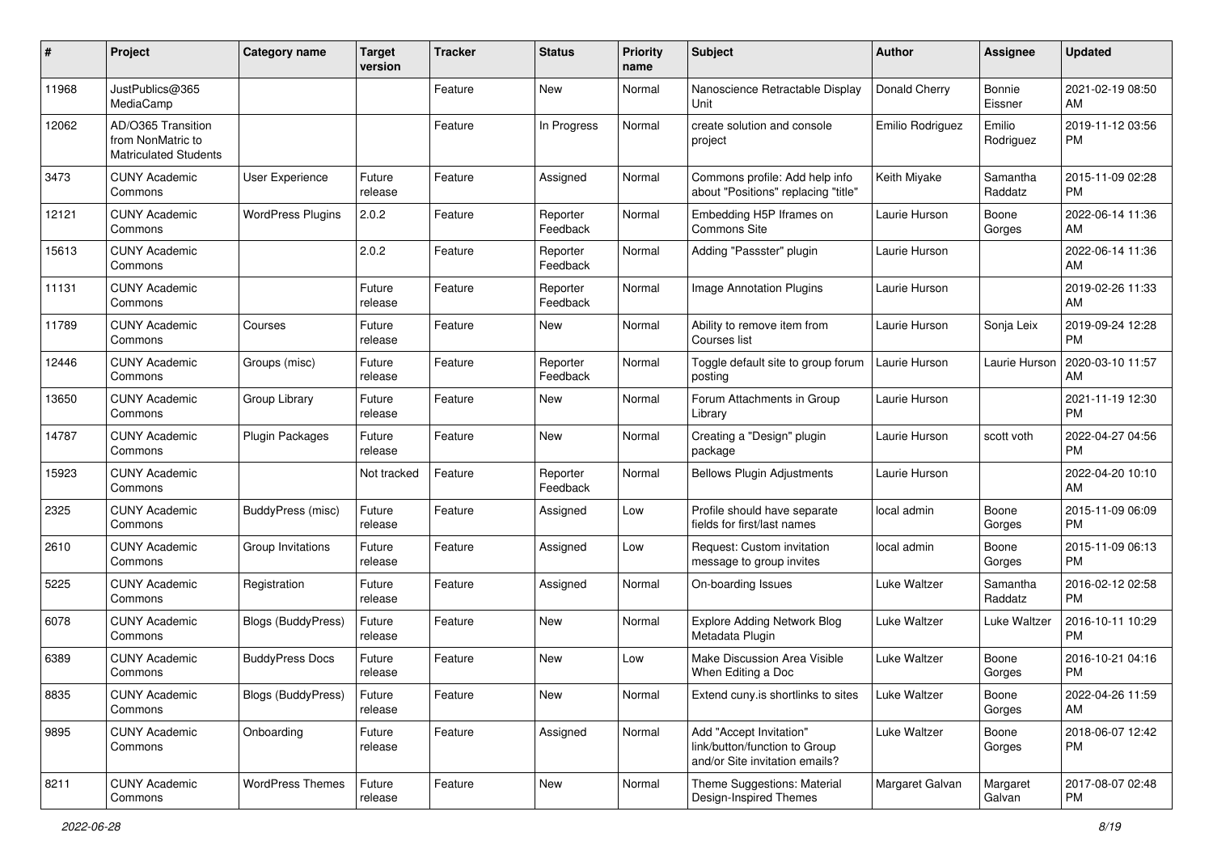| # | Project | Category name | Target version | Tracker | Status | Priority name | Subject | Author | Assignee | Updated |
|---|---|---|---|---|---|---|---|---|---|---|
| 11968 | JustPublics@365 MediaCamp | | | Feature | New | Normal | Nanoscience Retractable Display Unit | Donald Cherry | Bonnie Eissner | 2021-02-19 08:50 AM |
| 12062 | AD/O365 Transition from NonMatric to Matriculated Students | | | Feature | In Progress | Normal | create solution and console project | Emilio Rodriguez | Emilio Rodriguez | 2019-11-12 03:56 PM |
| 3473 | CUNY Academic Commons | User Experience | Future release | Feature | Assigned | Normal | Commons profile: Add help info about "Positions" replacing "title" | Keith Miyake | Samantha Raddatz | 2015-11-09 02:28 PM |
| 12121 | CUNY Academic Commons | WordPress Plugins | 2.0.2 | Feature | Reporter Feedback | Normal | Embedding H5P Iframes on Commons Site | Laurie Hurson | Boone Gorges | 2022-06-14 11:36 AM |
| 15613 | CUNY Academic Commons | | 2.0.2 | Feature | Reporter Feedback | Normal | Adding "Passster" plugin | Laurie Hurson | | 2022-06-14 11:36 AM |
| 11131 | CUNY Academic Commons | | Future release | Feature | Reporter Feedback | Normal | Image Annotation Plugins | Laurie Hurson | | 2019-02-26 11:33 AM |
| 11789 | CUNY Academic Commons | Courses | Future release | Feature | New | Normal | Ability to remove item from Courses list | Laurie Hurson | Sonja Leix | 2019-09-24 12:28 PM |
| 12446 | CUNY Academic Commons | Groups (misc) | Future release | Feature | Reporter Feedback | Normal | Toggle default site to group forum posting | Laurie Hurson | Laurie Hurson | 2020-03-10 11:57 AM |
| 13650 | CUNY Academic Commons | Group Library | Future release | Feature | New | Normal | Forum Attachments in Group Library | Laurie Hurson | | 2021-11-19 12:30 PM |
| 14787 | CUNY Academic Commons | Plugin Packages | Future release | Feature | New | Normal | Creating a "Design" plugin package | Laurie Hurson | scott voth | 2022-04-27 04:56 PM |
| 15923 | CUNY Academic Commons | | Not tracked | Feature | Reporter Feedback | Normal | Bellows Plugin Adjustments | Laurie Hurson | | 2022-04-20 10:10 AM |
| 2325 | CUNY Academic Commons | BuddyPress (misc) | Future release | Feature | Assigned | Low | Profile should have separate fields for first/last names | local admin | Boone Gorges | 2015-11-09 06:09 PM |
| 2610 | CUNY Academic Commons | Group Invitations | Future release | Feature | Assigned | Low | Request: Custom invitation message to group invites | local admin | Boone Gorges | 2015-11-09 06:13 PM |
| 5225 | CUNY Academic Commons | Registration | Future release | Feature | Assigned | Normal | On-boarding Issues | Luke Waltzer | Samantha Raddatz | 2016-02-12 02:58 PM |
| 6078 | CUNY Academic Commons | Blogs (BuddyPress) | Future release | Feature | New | Normal | Explore Adding Network Blog Metadata Plugin | Luke Waltzer | Luke Waltzer | 2016-10-11 10:29 PM |
| 6389 | CUNY Academic Commons | BuddyPress Docs | Future release | Feature | New | Low | Make Discussion Area Visible When Editing a Doc | Luke Waltzer | Boone Gorges | 2016-10-21 04:16 PM |
| 8835 | CUNY Academic Commons | Blogs (BuddyPress) | Future release | Feature | New | Normal | Extend cuny.is shortlinks to sites | Luke Waltzer | Boone Gorges | 2022-04-26 11:59 AM |
| 9895 | CUNY Academic Commons | Onboarding | Future release | Feature | Assigned | Normal | Add "Accept Invitation" link/button/function to Group and/or Site invitation emails? | Luke Waltzer | Boone Gorges | 2018-06-07 12:42 PM |
| 8211 | CUNY Academic Commons | WordPress Themes | Future release | Feature | New | Normal | Theme Suggestions: Material Design-Inspired Themes | Margaret Galvan | Margaret Galvan | 2017-08-07 02:48 PM |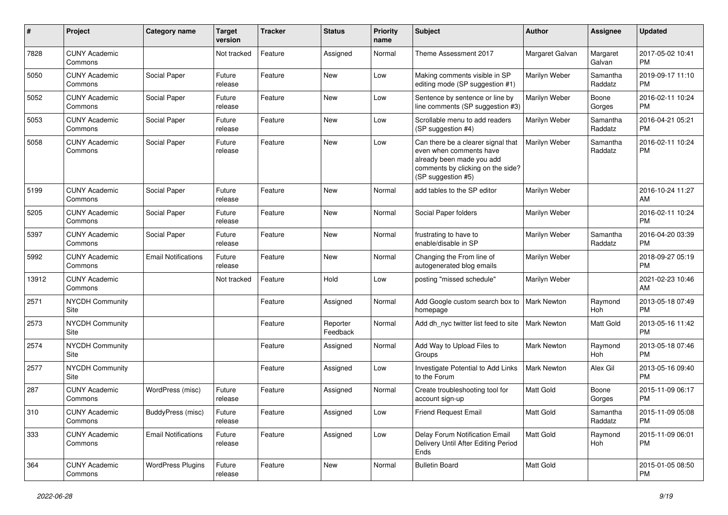| # | Project | Category name | Target version | Tracker | Status | Priority name | Subject | Author | Assignee | Updated |
|---|---|---|---|---|---|---|---|---|---|---|
| 7828 | CUNY Academic Commons | | Not tracked | Feature | Assigned | Normal | Theme Assessment 2017 | Margaret Galvan | Margaret Galvan | 2017-05-02 10:41 PM |
| 5050 | CUNY Academic Commons | Social Paper | Future release | Feature | New | Low | Making comments visible in SP editing mode (SP suggestion #1) | Marilyn Weber | Samantha Raddatz | 2019-09-17 11:10 PM |
| 5052 | CUNY Academic Commons | Social Paper | Future release | Feature | New | Low | Sentence by sentence or line by line comments (SP suggestion #3) | Marilyn Weber | Boone Gorges | 2016-02-11 10:24 PM |
| 5053 | CUNY Academic Commons | Social Paper | Future release | Feature | New | Low | Scrollable menu to add readers (SP suggestion #4) | Marilyn Weber | Samantha Raddatz | 2016-04-21 05:21 PM |
| 5058 | CUNY Academic Commons | Social Paper | Future release | Feature | New | Low | Can there be a clearer signal that even when comments have already been made you add comments by clicking on the side? (SP suggestion #5) | Marilyn Weber | Samantha Raddatz | 2016-02-11 10:24 PM |
| 5199 | CUNY Academic Commons | Social Paper | Future release | Feature | New | Normal | add tables to the SP editor | Marilyn Weber | | 2016-10-24 11:27 AM |
| 5205 | CUNY Academic Commons | Social Paper | Future release | Feature | New | Normal | Social Paper folders | Marilyn Weber | | 2016-02-11 10:24 PM |
| 5397 | CUNY Academic Commons | Social Paper | Future release | Feature | New | Normal | frustrating to have to enable/disable in SP | Marilyn Weber | Samantha Raddatz | 2016-04-20 03:39 PM |
| 5992 | CUNY Academic Commons | Email Notifications | Future release | Feature | New | Normal | Changing the From line of autogenerated blog emails | Marilyn Weber | | 2018-09-27 05:19 PM |
| 13912 | CUNY Academic Commons | | Not tracked | Feature | Hold | Low | posting "missed schedule" | Marilyn Weber | | 2021-02-23 10:46 AM |
| 2571 | NYCDH Community Site | | | Feature | Assigned | Normal | Add Google custom search box to homepage | Mark Newton | Raymond Hoh | 2013-05-18 07:49 PM |
| 2573 | NYCDH Community Site | | | Feature | Reporter Feedback | Normal | Add dh_nyc twitter list feed to site | Mark Newton | Matt Gold | 2013-05-16 11:42 PM |
| 2574 | NYCDH Community Site | | | Feature | Assigned | Normal | Add Way to Upload Files to Groups | Mark Newton | Raymond Hoh | 2013-05-18 07:46 PM |
| 2577 | NYCDH Community Site | | | Feature | Assigned | Low | Investigate Potential to Add Links to the Forum | Mark Newton | Alex Gil | 2013-05-16 09:40 PM |
| 287 | CUNY Academic Commons | WordPress (misc) | Future release | Feature | Assigned | Normal | Create troubleshooting tool for account sign-up | Matt Gold | Boone Gorges | 2015-11-09 06:17 PM |
| 310 | CUNY Academic Commons | BuddyPress (misc) | Future release | Feature | Assigned | Low | Friend Request Email | Matt Gold | Samantha Raddatz | 2015-11-09 05:08 PM |
| 333 | CUNY Academic Commons | Email Notifications | Future release | Feature | Assigned | Low | Delay Forum Notification Email Delivery Until After Editing Period Ends | Matt Gold | Raymond Hoh | 2015-11-09 06:01 PM |
| 364 | CUNY Academic Commons | WordPress Plugins | Future release | Feature | New | Normal | Bulletin Board | Matt Gold | | 2015-01-05 08:50 PM |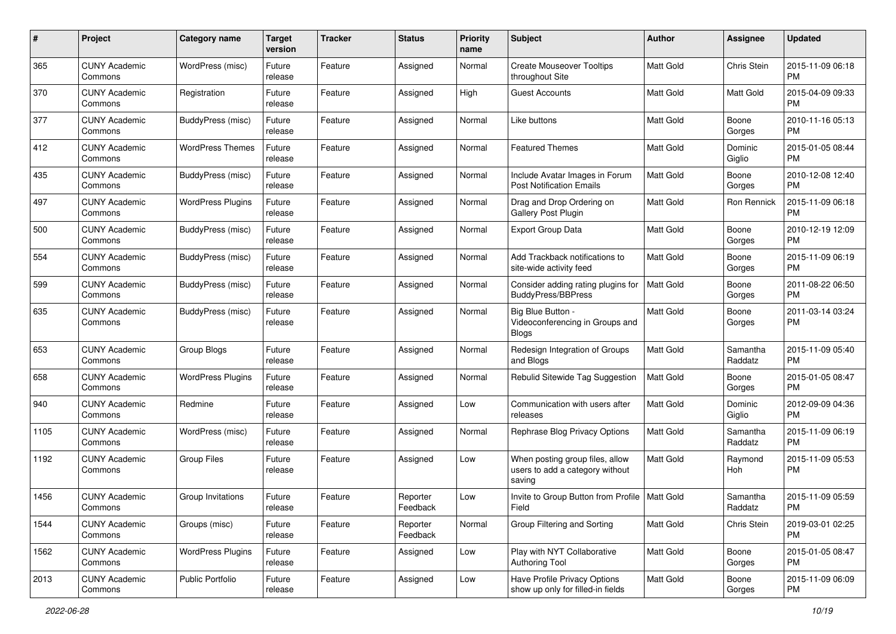| # | Project | Category name | Target version | Tracker | Status | Priority name | Subject | Author | Assignee | Updated |
|---|---|---|---|---|---|---|---|---|---|---|
| 365 | CUNY Academic Commons | WordPress (misc) | Future release | Feature | Assigned | Normal | Create Mouseover Tooltips throughout Site | Matt Gold | Chris Stein | 2015-11-09 06:18 PM |
| 370 | CUNY Academic Commons | Registration | Future release | Feature | Assigned | High | Guest Accounts | Matt Gold | Matt Gold | 2015-04-09 09:33 PM |
| 377 | CUNY Academic Commons | BuddyPress (misc) | Future release | Feature | Assigned | Normal | Like buttons | Matt Gold | Boone Gorges | 2010-11-16 05:13 PM |
| 412 | CUNY Academic Commons | WordPress Themes | Future release | Feature | Assigned | Normal | Featured Themes | Matt Gold | Dominic Giglio | 2015-01-05 08:44 PM |
| 435 | CUNY Academic Commons | BuddyPress (misc) | Future release | Feature | Assigned | Normal | Include Avatar Images in Forum Post Notification Emails | Matt Gold | Boone Gorges | 2010-12-08 12:40 PM |
| 497 | CUNY Academic Commons | WordPress Plugins | Future release | Feature | Assigned | Normal | Drag and Drop Ordering on Gallery Post Plugin | Matt Gold | Ron Rennick | 2015-11-09 06:18 PM |
| 500 | CUNY Academic Commons | BuddyPress (misc) | Future release | Feature | Assigned | Normal | Export Group Data | Matt Gold | Boone Gorges | 2010-12-19 12:09 PM |
| 554 | CUNY Academic Commons | BuddyPress (misc) | Future release | Feature | Assigned | Normal | Add Trackback notifications to site-wide activity feed | Matt Gold | Boone Gorges | 2015-11-09 06:19 PM |
| 599 | CUNY Academic Commons | BuddyPress (misc) | Future release | Feature | Assigned | Normal | Consider adding rating plugins for BuddyPress/BBPress | Matt Gold | Boone Gorges | 2011-08-22 06:50 PM |
| 635 | CUNY Academic Commons | BuddyPress (misc) | Future release | Feature | Assigned | Normal | Big Blue Button - Videoconferencing in Groups and Blogs | Matt Gold | Boone Gorges | 2011-03-14 03:24 PM |
| 653 | CUNY Academic Commons | Group Blogs | Future release | Feature | Assigned | Normal | Redesign Integration of Groups and Blogs | Matt Gold | Samantha Raddatz | 2015-11-09 05:40 PM |
| 658 | CUNY Academic Commons | WordPress Plugins | Future release | Feature | Assigned | Normal | Rebulid Sitewide Tag Suggestion | Matt Gold | Boone Gorges | 2015-01-05 08:47 PM |
| 940 | CUNY Academic Commons | Redmine | Future release | Feature | Assigned | Low | Communication with users after releases | Matt Gold | Dominic Giglio | 2012-09-09 04:36 PM |
| 1105 | CUNY Academic Commons | WordPress (misc) | Future release | Feature | Assigned | Normal | Rephrase Blog Privacy Options | Matt Gold | Samantha Raddatz | 2015-11-09 06:19 PM |
| 1192 | CUNY Academic Commons | Group Files | Future release | Feature | Assigned | Low | When posting group files, allow users to add a category without saving | Matt Gold | Raymond Hoh | 2015-11-09 05:53 PM |
| 1456 | CUNY Academic Commons | Group Invitations | Future release | Feature | Reporter Feedback | Low | Invite to Group Button from Profile Field | Matt Gold | Samantha Raddatz | 2015-11-09 05:59 PM |
| 1544 | CUNY Academic Commons | Groups (misc) | Future release | Feature | Reporter Feedback | Normal | Group Filtering and Sorting | Matt Gold | Chris Stein | 2019-03-01 02:25 PM |
| 1562 | CUNY Academic Commons | WordPress Plugins | Future release | Feature | Assigned | Low | Play with NYT Collaborative Authoring Tool | Matt Gold | Boone Gorges | 2015-01-05 08:47 PM |
| 2013 | CUNY Academic Commons | Public Portfolio | Future release | Feature | Assigned | Low | Have Profile Privacy Options show up only for filled-in fields | Matt Gold | Boone Gorges | 2015-11-09 06:09 PM |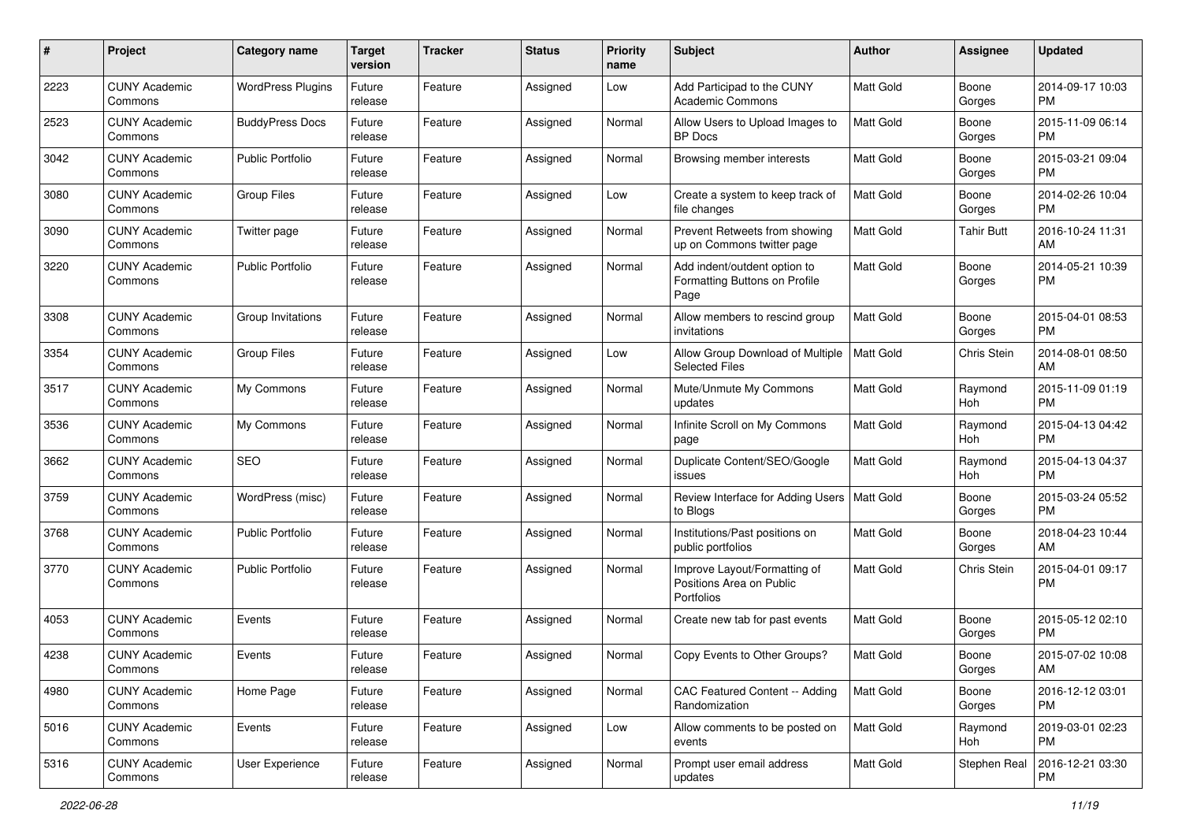| # | Project | Category name | Target version | Tracker | Status | Priority name | Subject | Author | Assignee | Updated |
|---|---|---|---|---|---|---|---|---|---|---|
| 2223 | CUNY Academic Commons | WordPress Plugins | Future release | Feature | Assigned | Low | Add Participad to the CUNY Academic Commons | Matt Gold | Boone Gorges | 2014-09-17 10:03 PM |
| 2523 | CUNY Academic Commons | BuddyPress Docs | Future release | Feature | Assigned | Normal | Allow Users to Upload Images to BP Docs | Matt Gold | Boone Gorges | 2015-11-09 06:14 PM |
| 3042 | CUNY Academic Commons | Public Portfolio | Future release | Feature | Assigned | Normal | Browsing member interests | Matt Gold | Boone Gorges | 2015-03-21 09:04 PM |
| 3080 | CUNY Academic Commons | Group Files | Future release | Feature | Assigned | Low | Create a system to keep track of file changes | Matt Gold | Boone Gorges | 2014-02-26 10:04 PM |
| 3090 | CUNY Academic Commons | Twitter page | Future release | Feature | Assigned | Normal | Prevent Retweets from showing up on Commons twitter page | Matt Gold | Tahir Butt | 2016-10-24 11:31 AM |
| 3220 | CUNY Academic Commons | Public Portfolio | Future release | Feature | Assigned | Normal | Add indent/outdent option to Formatting Buttons on Profile Page | Matt Gold | Boone Gorges | 2014-05-21 10:39 PM |
| 3308 | CUNY Academic Commons | Group Invitations | Future release | Feature | Assigned | Normal | Allow members to rescind group invitations | Matt Gold | Boone Gorges | 2015-04-01 08:53 PM |
| 3354 | CUNY Academic Commons | Group Files | Future release | Feature | Assigned | Low | Allow Group Download of Multiple Selected Files | Matt Gold | Chris Stein | 2014-08-01 08:50 AM |
| 3517 | CUNY Academic Commons | My Commons | Future release | Feature | Assigned | Normal | Mute/Unmute My Commons updates | Matt Gold | Raymond Hoh | 2015-11-09 01:19 PM |
| 3536 | CUNY Academic Commons | My Commons | Future release | Feature | Assigned | Normal | Infinite Scroll on My Commons page | Matt Gold | Raymond Hoh | 2015-04-13 04:42 PM |
| 3662 | CUNY Academic Commons | SEO | Future release | Feature | Assigned | Normal | Duplicate Content/SEO/Google issues | Matt Gold | Raymond Hoh | 2015-04-13 04:37 PM |
| 3759 | CUNY Academic Commons | WordPress (misc) | Future release | Feature | Assigned | Normal | Review Interface for Adding Users to Blogs | Matt Gold | Boone Gorges | 2015-03-24 05:52 PM |
| 3768 | CUNY Academic Commons | Public Portfolio | Future release | Feature | Assigned | Normal | Institutions/Past positions on public portfolios | Matt Gold | Boone Gorges | 2018-04-23 10:44 AM |
| 3770 | CUNY Academic Commons | Public Portfolio | Future release | Feature | Assigned | Normal | Improve Layout/Formatting of Positions Area on Public Portfolios | Matt Gold | Chris Stein | 2015-04-01 09:17 PM |
| 4053 | CUNY Academic Commons | Events | Future release | Feature | Assigned | Normal | Create new tab for past events | Matt Gold | Boone Gorges | 2015-05-12 02:10 PM |
| 4238 | CUNY Academic Commons | Events | Future release | Feature | Assigned | Normal | Copy Events to Other Groups? | Matt Gold | Boone Gorges | 2015-07-02 10:08 AM |
| 4980 | CUNY Academic Commons | Home Page | Future release | Feature | Assigned | Normal | CAC Featured Content -- Adding Randomization | Matt Gold | Boone Gorges | 2016-12-12 03:01 PM |
| 5016 | CUNY Academic Commons | Events | Future release | Feature | Assigned | Low | Allow comments to be posted on events | Matt Gold | Raymond Hoh | 2019-03-01 02:23 PM |
| 5316 | CUNY Academic Commons | User Experience | Future release | Feature | Assigned | Normal | Prompt user email address updates | Matt Gold | Stephen Real | 2016-12-21 03:30 PM |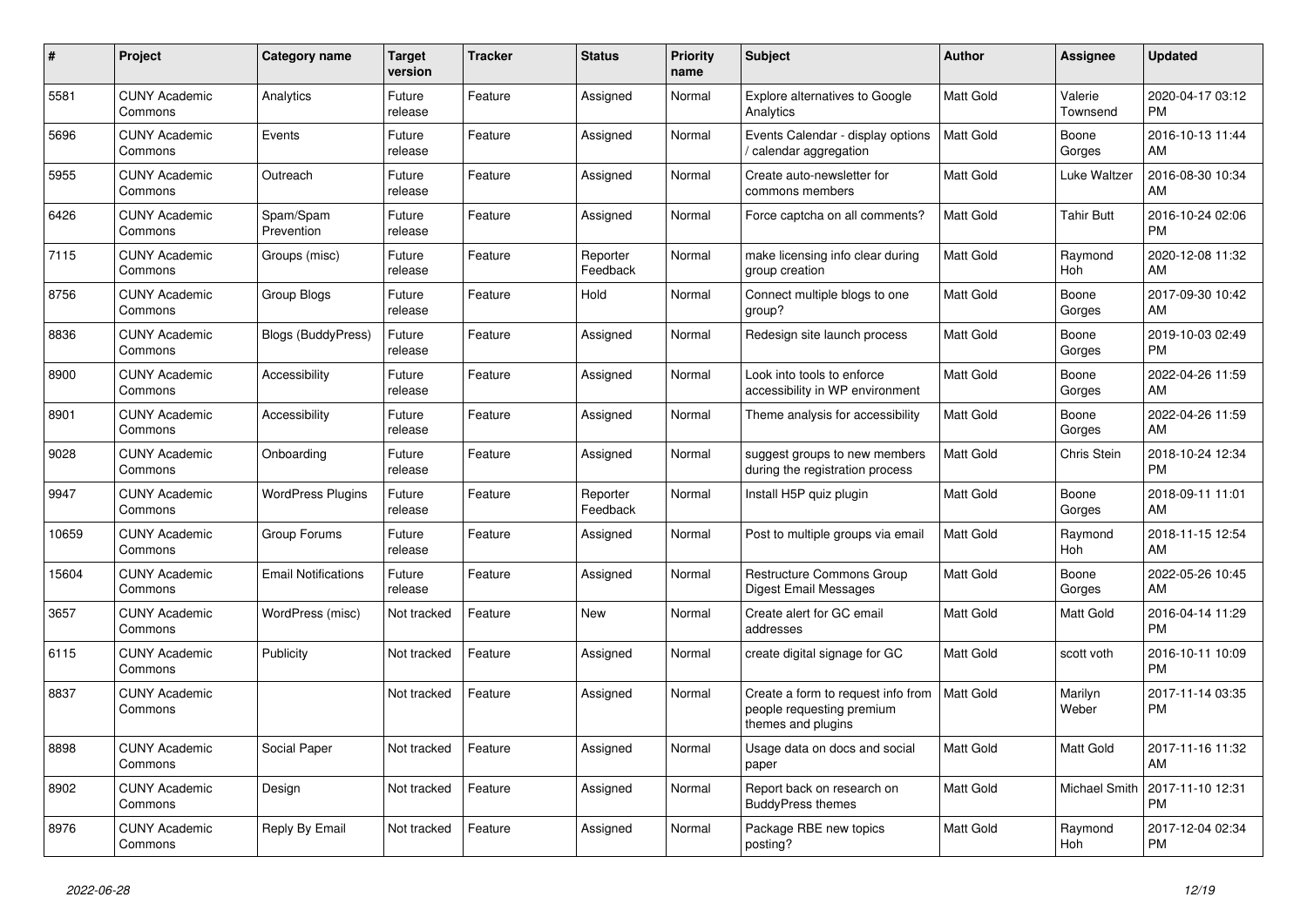| # | Project | Category name | Target version | Tracker | Status | Priority name | Subject | Author | Assignee | Updated |
|---|---|---|---|---|---|---|---|---|---|---|
| 5581 | CUNY Academic Commons | Analytics | Future release | Feature | Assigned | Normal | Explore alternatives to Google Analytics | Matt Gold | Valerie Townsend | 2020-04-17 03:12 PM |
| 5696 | CUNY Academic Commons | Events | Future release | Feature | Assigned | Normal | Events Calendar - display options / calendar aggregation | Matt Gold | Boone Gorges | 2016-10-13 11:44 AM |
| 5955 | CUNY Academic Commons | Outreach | Future release | Feature | Assigned | Normal | Create auto-newsletter for commons members | Matt Gold | Luke Waltzer | 2016-08-30 10:34 AM |
| 6426 | CUNY Academic Commons | Spam/Spam Prevention | Future release | Feature | Assigned | Normal | Force captcha on all comments? | Matt Gold | Tahir Butt | 2016-10-24 02:06 PM |
| 7115 | CUNY Academic Commons | Groups (misc) | Future release | Feature | Reporter Feedback | Normal | make licensing info clear during group creation | Matt Gold | Raymond Hoh | 2020-12-08 11:32 AM |
| 8756 | CUNY Academic Commons | Group Blogs | Future release | Feature | Hold | Normal | Connect multiple blogs to one group? | Matt Gold | Boone Gorges | 2017-09-30 10:42 AM |
| 8836 | CUNY Academic Commons | Blogs (BuddyPress) | Future release | Feature | Assigned | Normal | Redesign site launch process | Matt Gold | Boone Gorges | 2019-10-03 02:49 PM |
| 8900 | CUNY Academic Commons | Accessibility | Future release | Feature | Assigned | Normal | Look into tools to enforce accessibility in WP environment | Matt Gold | Boone Gorges | 2022-04-26 11:59 AM |
| 8901 | CUNY Academic Commons | Accessibility | Future release | Feature | Assigned | Normal | Theme analysis for accessibility | Matt Gold | Boone Gorges | 2022-04-26 11:59 AM |
| 9028 | CUNY Academic Commons | Onboarding | Future release | Feature | Assigned | Normal | suggest groups to new members during the registration process | Matt Gold | Chris Stein | 2018-10-24 12:34 PM |
| 9947 | CUNY Academic Commons | WordPress Plugins | Future release | Feature | Reporter Feedback | Normal | Install H5P quiz plugin | Matt Gold | Boone Gorges | 2018-09-11 11:01 AM |
| 10659 | CUNY Academic Commons | Group Forums | Future release | Feature | Assigned | Normal | Post to multiple groups via email | Matt Gold | Raymond Hoh | 2018-11-15 12:54 AM |
| 15604 | CUNY Academic Commons | Email Notifications | Future release | Feature | Assigned | Normal | Restructure Commons Group Digest Email Messages | Matt Gold | Boone Gorges | 2022-05-26 10:45 AM |
| 3657 | CUNY Academic Commons | WordPress (misc) | Not tracked | Feature | New | Normal | Create alert for GC email addresses | Matt Gold | Matt Gold | 2016-04-14 11:29 PM |
| 6115 | CUNY Academic Commons | Publicity | Not tracked | Feature | Assigned | Normal | create digital signage for GC | Matt Gold | scott voth | 2016-10-11 10:09 PM |
| 8837 | CUNY Academic Commons | | Not tracked | Feature | Assigned | Normal | Create a form to request info from people requesting premium themes and plugins | Matt Gold | Marilyn Weber | 2017-11-14 03:35 PM |
| 8898 | CUNY Academic Commons | Social Paper | Not tracked | Feature | Assigned | Normal | Usage data on docs and social paper | Matt Gold | Matt Gold | 2017-11-16 11:32 AM |
| 8902 | CUNY Academic Commons | Design | Not tracked | Feature | Assigned | Normal | Report back on research on BuddyPress themes | Matt Gold | Michael Smith | 2017-11-10 12:31 PM |
| 8976 | CUNY Academic Commons | Reply By Email | Not tracked | Feature | Assigned | Normal | Package RBE new topics posting? | Matt Gold | Raymond Hoh | 2017-12-04 02:34 PM |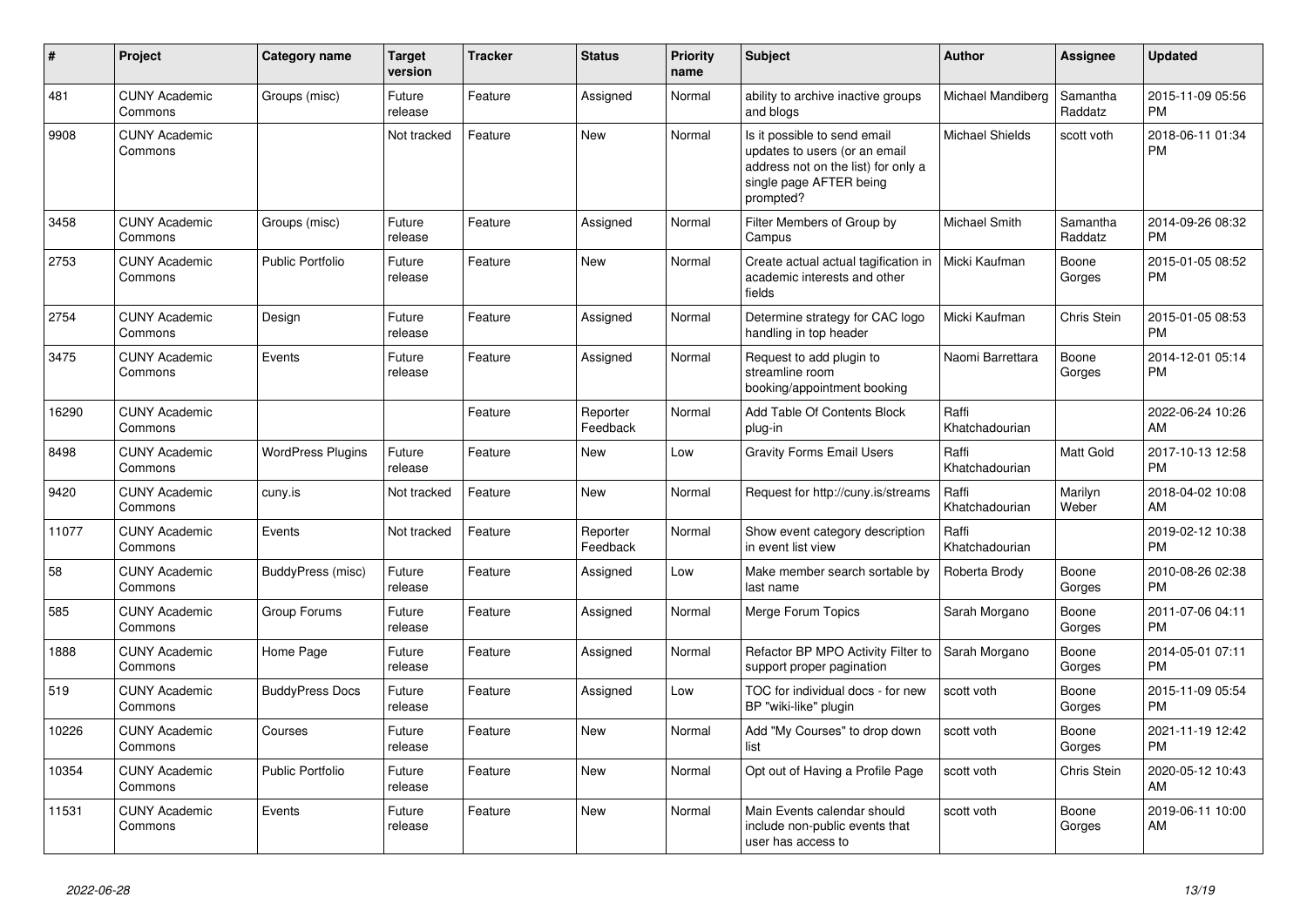| # | Project | Category name | Target version | Tracker | Status | Priority name | Subject | Author | Assignee | Updated |
|---|---|---|---|---|---|---|---|---|---|---|
| 481 | CUNY Academic Commons | Groups (misc) | Future release | Feature | Assigned | Normal | ability to archive inactive groups and blogs | Michael Mandiberg | Samantha Raddatz | 2015-11-09 05:56 PM |
| 9908 | CUNY Academic Commons | | Not tracked | Feature | New | Normal | Is it possible to send email updates to users (or an email address not on the list) for only a single page AFTER being prompted? | Michael Shields | scott voth | 2018-06-11 01:34 PM |
| 3458 | CUNY Academic Commons | Groups (misc) | Future release | Feature | Assigned | Normal | Filter Members of Group by Campus | Michael Smith | Samantha Raddatz | 2014-09-26 08:32 PM |
| 2753 | CUNY Academic Commons | Public Portfolio | Future release | Feature | New | Normal | Create actual actual tagification in academic interests and other fields | Micki Kaufman | Boone Gorges | 2015-01-05 08:52 PM |
| 2754 | CUNY Academic Commons | Design | Future release | Feature | Assigned | Normal | Determine strategy for CAC logo handling in top header | Micki Kaufman | Chris Stein | 2015-01-05 08:53 PM |
| 3475 | CUNY Academic Commons | Events | Future release | Feature | Assigned | Normal | Request to add plugin to streamline room booking/appointment booking | Naomi Barrettara | Boone Gorges | 2014-12-01 05:14 PM |
| 16290 | CUNY Academic Commons | | | Feature | Reporter Feedback | Normal | Add Table Of Contents Block plug-in | Raffi Khatchadourian | | 2022-06-24 10:26 AM |
| 8498 | CUNY Academic Commons | WordPress Plugins | Future release | Feature | New | Low | Gravity Forms Email Users | Raffi Khatchadourian | Matt Gold | 2017-10-13 12:58 PM |
| 9420 | CUNY Academic Commons | cuny.is | Not tracked | Feature | New | Normal | Request for http://cuny.is/streams | Raffi Khatchadourian | Marilyn Weber | 2018-04-02 10:08 AM |
| 11077 | CUNY Academic Commons | Events | Not tracked | Feature | Reporter Feedback | Normal | Show event category description in event list view | Raffi Khatchadourian | | 2019-02-12 10:38 PM |
| 58 | CUNY Academic Commons | BuddyPress (misc) | Future release | Feature | Assigned | Low | Make member search sortable by last name | Roberta Brody | Boone Gorges | 2010-08-26 02:38 PM |
| 585 | CUNY Academic Commons | Group Forums | Future release | Feature | Assigned | Normal | Merge Forum Topics | Sarah Morgano | Boone Gorges | 2011-07-06 04:11 PM |
| 1888 | CUNY Academic Commons | Home Page | Future release | Feature | Assigned | Normal | Refactor BP MPO Activity Filter to support proper pagination | Sarah Morgano | Boone Gorges | 2014-05-01 07:11 PM |
| 519 | CUNY Academic Commons | BuddyPress Docs | Future release | Feature | Assigned | Low | TOC for individual docs - for new BP "wiki-like" plugin | scott voth | Boone Gorges | 2015-11-09 05:54 PM |
| 10226 | CUNY Academic Commons | Courses | Future release | Feature | New | Normal | Add "My Courses" to drop down list | scott voth | Boone Gorges | 2021-11-19 12:42 PM |
| 10354 | CUNY Academic Commons | Public Portfolio | Future release | Feature | New | Normal | Opt out of Having a Profile Page | scott voth | Chris Stein | 2020-05-12 10:43 AM |
| 11531 | CUNY Academic Commons | Events | Future release | Feature | New | Normal | Main Events calendar should include non-public events that user has access to | scott voth | Boone Gorges | 2019-06-11 10:00 AM |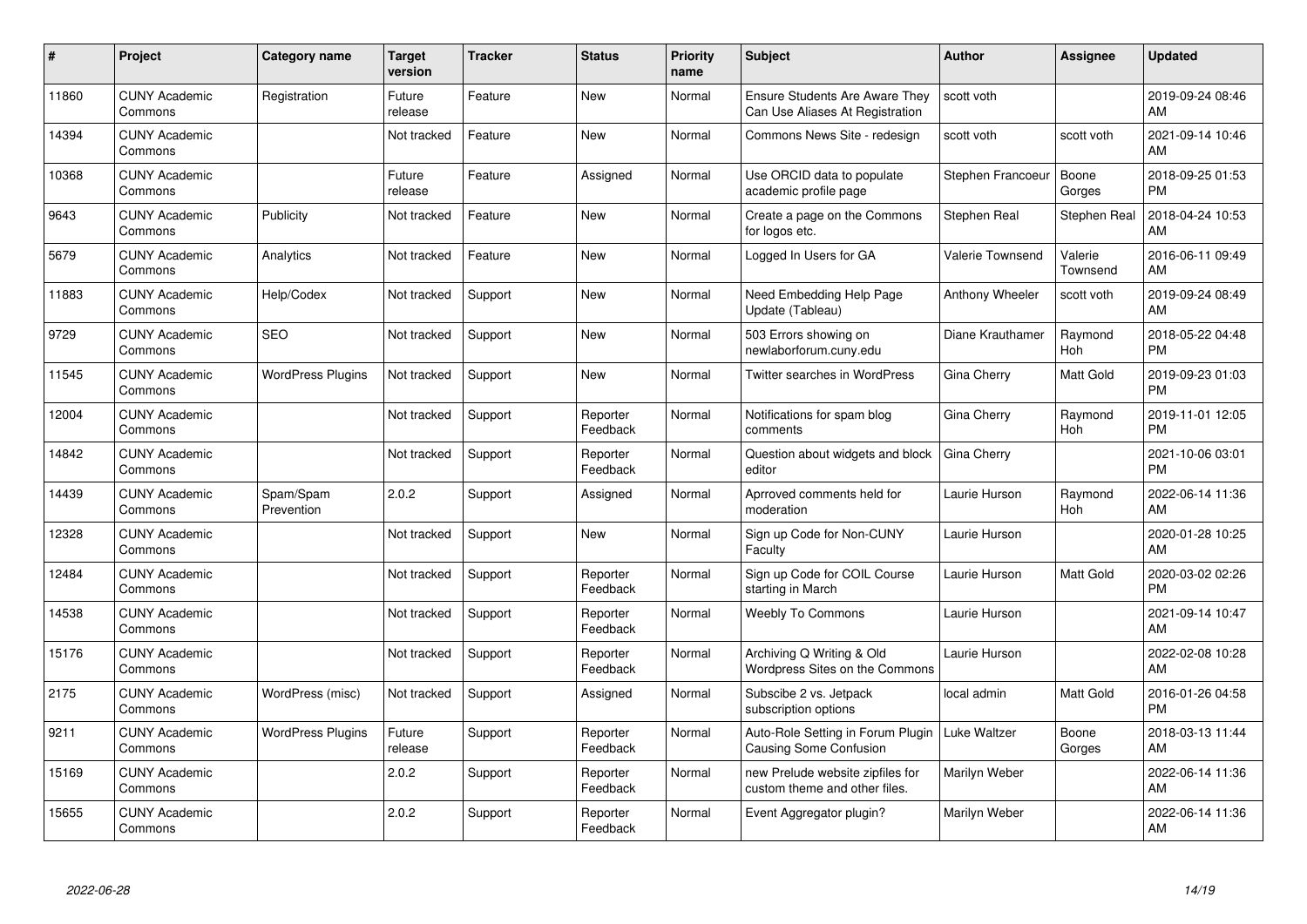| # | Project | Category name | Target version | Tracker | Status | Priority name | Subject | Author | Assignee | Updated |
|---|---|---|---|---|---|---|---|---|---|---|
| 11860 | CUNY Academic Commons | Registration | Future release | Feature | New | Normal | Ensure Students Are Aware They Can Use Aliases At Registration | scott voth | | 2019-09-24 08:46 AM |
| 14394 | CUNY Academic Commons | | Not tracked | Feature | New | Normal | Commons News Site - redesign | scott voth | scott voth | 2021-09-14 10:46 AM |
| 10368 | CUNY Academic Commons | | Future release | Feature | Assigned | Normal | Use ORCID data to populate academic profile page | Stephen Francoeur | Boone Gorges | 2018-09-25 01:53 PM |
| 9643 | CUNY Academic Commons | Publicity | Not tracked | Feature | New | Normal | Create a page on the Commons for logos etc. | Stephen Real | Stephen Real | 2018-04-24 10:53 AM |
| 5679 | CUNY Academic Commons | Analytics | Not tracked | Feature | New | Normal | Logged In Users for GA | Valerie Townsend | Valerie Townsend | 2016-06-11 09:49 AM |
| 11883 | CUNY Academic Commons | Help/Codex | Not tracked | Support | New | Normal | Need Embedding Help Page Update (Tableau) | Anthony Wheeler | scott voth | 2019-09-24 08:49 AM |
| 9729 | CUNY Academic Commons | SEO | Not tracked | Support | New | Normal | 503 Errors showing on newlaborforum.cuny.edu | Diane Krauthamer | Raymond Hoh | 2018-05-22 04:48 PM |
| 11545 | CUNY Academic Commons | WordPress Plugins | Not tracked | Support | New | Normal | Twitter searches in WordPress | Gina Cherry | Matt Gold | 2019-09-23 01:03 PM |
| 12004 | CUNY Academic Commons | | Not tracked | Support | Reporter Feedback | Normal | Notifications for spam blog comments | Gina Cherry | Raymond Hoh | 2019-11-01 12:05 PM |
| 14842 | CUNY Academic Commons | | Not tracked | Support | Reporter Feedback | Normal | Question about widgets and block editor | Gina Cherry | | 2021-10-06 03:01 PM |
| 14439 | CUNY Academic Commons | Spam/Spam Prevention | 2.0.2 | Support | Assigned | Normal | Aprroved comments held for moderation | Laurie Hurson | Raymond Hoh | 2022-06-14 11:36 AM |
| 12328 | CUNY Academic Commons | | Not tracked | Support | New | Normal | Sign up Code for Non-CUNY Faculty | Laurie Hurson | | 2020-01-28 10:25 AM |
| 12484 | CUNY Academic Commons | | Not tracked | Support | Reporter Feedback | Normal | Sign up Code for COIL Course starting in March | Laurie Hurson | Matt Gold | 2020-03-02 02:26 PM |
| 14538 | CUNY Academic Commons | | Not tracked | Support | Reporter Feedback | Normal | Weebly To Commons | Laurie Hurson | | 2021-09-14 10:47 AM |
| 15176 | CUNY Academic Commons | | Not tracked | Support | Reporter Feedback | Normal | Archiving Q Writing & Old Wordpress Sites on the Commons | Laurie Hurson | | 2022-02-08 10:28 AM |
| 2175 | CUNY Academic Commons | WordPress (misc) | Not tracked | Support | Assigned | Normal | Subscibe 2 vs. Jetpack subscription options | local admin | Matt Gold | 2016-01-26 04:58 PM |
| 9211 | CUNY Academic Commons | WordPress Plugins | Future release | Support | Reporter Feedback | Normal | Auto-Role Setting in Forum Plugin Causing Some Confusion | Luke Waltzer | Boone Gorges | 2018-03-13 11:44 AM |
| 15169 | CUNY Academic Commons | | 2.0.2 | Support | Reporter Feedback | Normal | new Prelude website zipfiles for custom theme and other files. | Marilyn Weber | | 2022-06-14 11:36 AM |
| 15655 | CUNY Academic Commons | | 2.0.2 | Support | Reporter Feedback | Normal | Event Aggregator plugin? | Marilyn Weber | | 2022-06-14 11:36 AM |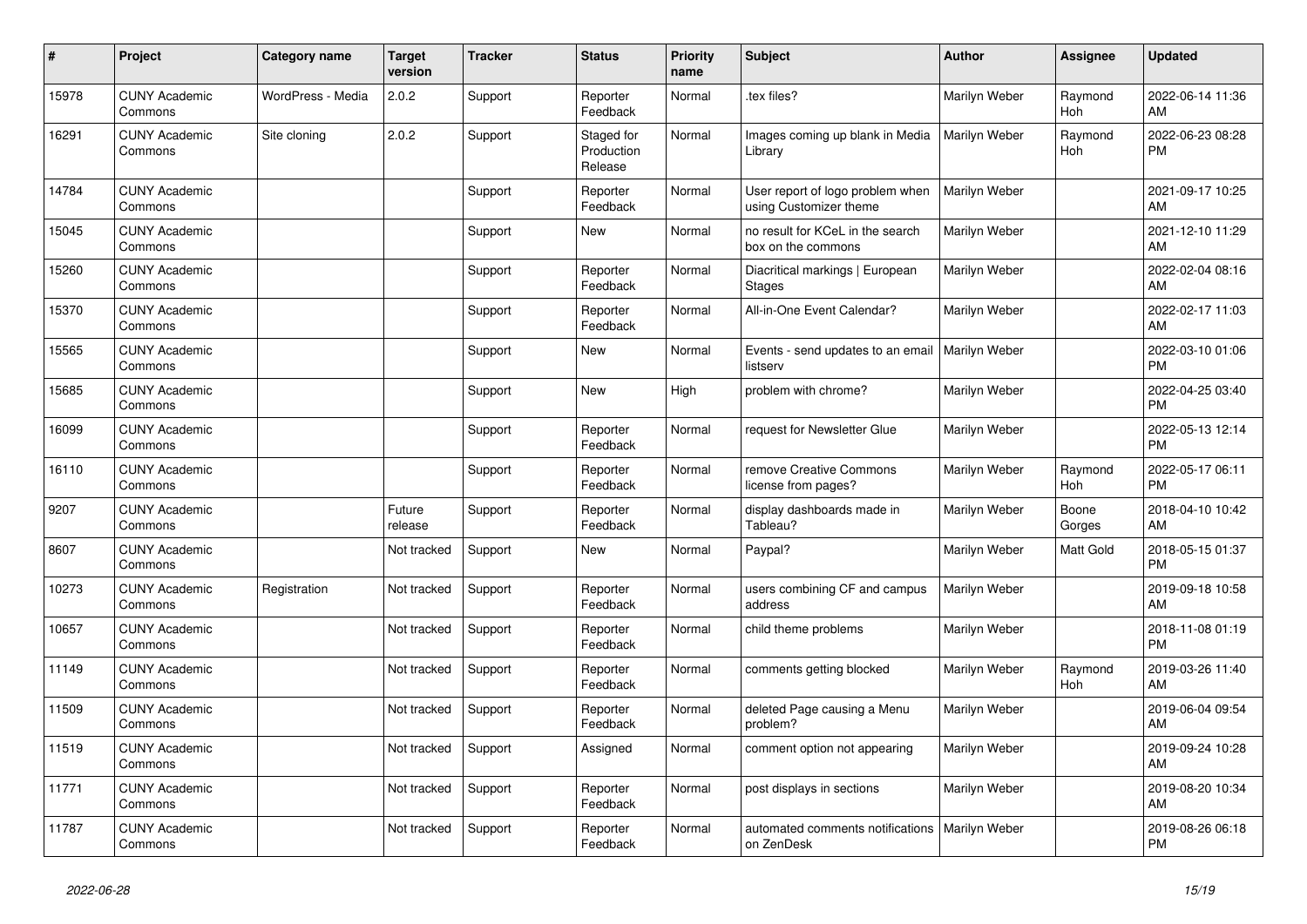| # | Project | Category name | Target version | Tracker | Status | Priority name | Subject | Author | Assignee | Updated |
|---|---|---|---|---|---|---|---|---|---|---|
| 15978 | CUNY Academic Commons | WordPress - Media | 2.0.2 | Support | Reporter Feedback | Normal | .tex files? | Marilyn Weber | Raymond Hoh | 2022-06-14 11:36 AM |
| 16291 | CUNY Academic Commons | Site cloning | 2.0.2 | Support | Staged for Production Release | Normal | Images coming up blank in Media Library | Marilyn Weber | Raymond Hoh | 2022-06-23 08:28 PM |
| 14784 | CUNY Academic Commons | | | Support | Reporter Feedback | Normal | User report of logo problem when using Customizer theme | Marilyn Weber | | 2021-09-17 10:25 AM |
| 15045 | CUNY Academic Commons | | | Support | New | Normal | no result for KCeL in the search box on the commons | Marilyn Weber | | 2021-12-10 11:29 AM |
| 15260 | CUNY Academic Commons | | | Support | Reporter Feedback | Normal | Diacritical markings \| European Stages | Marilyn Weber | | 2022-02-04 08:16 AM |
| 15370 | CUNY Academic Commons | | | Support | Reporter Feedback | Normal | All-in-One Event Calendar? | Marilyn Weber | | 2022-02-17 11:03 AM |
| 15565 | CUNY Academic Commons | | | Support | New | Normal | Events - send updates to an email listserv | Marilyn Weber | | 2022-03-10 01:06 PM |
| 15685 | CUNY Academic Commons | | | Support | New | High | problem with chrome? | Marilyn Weber | | 2022-04-25 03:40 PM |
| 16099 | CUNY Academic Commons | | | Support | Reporter Feedback | Normal | request for Newsletter Glue | Marilyn Weber | | 2022-05-13 12:14 PM |
| 16110 | CUNY Academic Commons | | | Support | Reporter Feedback | Normal | remove Creative Commons license from pages? | Marilyn Weber | Raymond Hoh | 2022-05-17 06:11 PM |
| 9207 | CUNY Academic Commons | | Future release | Support | Reporter Feedback | Normal | display dashboards made in Tableau? | Marilyn Weber | Boone Gorges | 2018-04-10 10:42 AM |
| 8607 | CUNY Academic Commons | | Not tracked | Support | New | Normal | Paypal? | Marilyn Weber | Matt Gold | 2018-05-15 01:37 PM |
| 10273 | CUNY Academic Commons | Registration | Not tracked | Support | Reporter Feedback | Normal | users combining CF and campus address | Marilyn Weber | | 2019-09-18 10:58 AM |
| 10657 | CUNY Academic Commons | | Not tracked | Support | Reporter Feedback | Normal | child theme problems | Marilyn Weber | | 2018-11-08 01:19 PM |
| 11149 | CUNY Academic Commons | | Not tracked | Support | Reporter Feedback | Normal | comments getting blocked | Marilyn Weber | Raymond Hoh | 2019-03-26 11:40 AM |
| 11509 | CUNY Academic Commons | | Not tracked | Support | Reporter Feedback | Normal | deleted Page causing a Menu problem? | Marilyn Weber | | 2019-06-04 09:54 AM |
| 11519 | CUNY Academic Commons | | Not tracked | Support | Assigned | Normal | comment option not appearing | Marilyn Weber | | 2019-09-24 10:28 AM |
| 11771 | CUNY Academic Commons | | Not tracked | Support | Reporter Feedback | Normal | post displays in sections | Marilyn Weber | | 2019-08-20 10:34 AM |
| 11787 | CUNY Academic Commons | | Not tracked | Support | Reporter Feedback | Normal | automated comments notifications on ZenDesk | Marilyn Weber | | 2019-08-26 06:18 PM |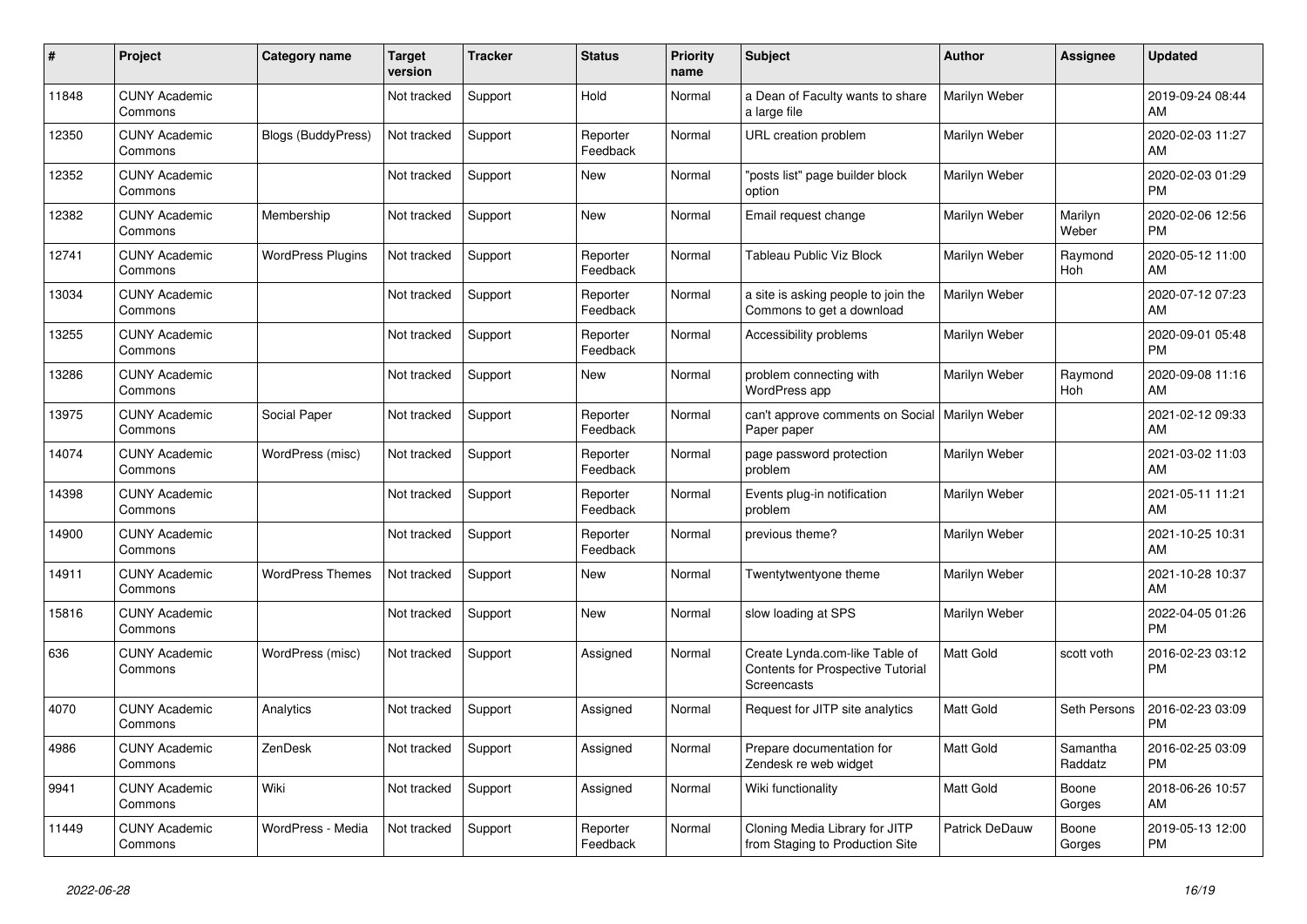| # | Project | Category name | Target version | Tracker | Status | Priority name | Subject | Author | Assignee | Updated |
|---|---|---|---|---|---|---|---|---|---|---|
| 11848 | CUNY Academic Commons | | Not tracked | Support | Hold | Normal | a Dean of Faculty wants to share a large file | Marilyn Weber | | 2019-09-24 08:44 AM |
| 12350 | CUNY Academic Commons | Blogs (BuddyPress) | Not tracked | Support | Reporter Feedback | Normal | URL creation problem | Marilyn Weber | | 2020-02-03 11:27 AM |
| 12352 | CUNY Academic Commons | | Not tracked | Support | New | Normal | "posts list" page builder block option | Marilyn Weber | | 2020-02-03 01:29 PM |
| 12382 | CUNY Academic Commons | Membership | Not tracked | Support | New | Normal | Email request change | Marilyn Weber | Marilyn Weber | 2020-02-06 12:56 PM |
| 12741 | CUNY Academic Commons | WordPress Plugins | Not tracked | Support | Reporter Feedback | Normal | Tableau Public Viz Block | Marilyn Weber | Raymond Hoh | 2020-05-12 11:00 AM |
| 13034 | CUNY Academic Commons | | Not tracked | Support | Reporter Feedback | Normal | a site is asking people to join the Commons to get a download | Marilyn Weber | | 2020-07-12 07:23 AM |
| 13255 | CUNY Academic Commons | | Not tracked | Support | Reporter Feedback | Normal | Accessibility problems | Marilyn Weber | | 2020-09-01 05:48 PM |
| 13286 | CUNY Academic Commons | | Not tracked | Support | New | Normal | problem connecting with WordPress app | Marilyn Weber | Raymond Hoh | 2020-09-08 11:16 AM |
| 13975 | CUNY Academic Commons | Social Paper | Not tracked | Support | Reporter Feedback | Normal | can't approve comments on Social Paper paper | Marilyn Weber | | 2021-02-12 09:33 AM |
| 14074 | CUNY Academic Commons | WordPress (misc) | Not tracked | Support | Reporter Feedback | Normal | page password protection problem | Marilyn Weber | | 2021-03-02 11:03 AM |
| 14398 | CUNY Academic Commons | | Not tracked | Support | Reporter Feedback | Normal | Events plug-in notification problem | Marilyn Weber | | 2021-05-11 11:21 AM |
| 14900 | CUNY Academic Commons | | Not tracked | Support | Reporter Feedback | Normal | previous theme? | Marilyn Weber | | 2021-10-25 10:31 AM |
| 14911 | CUNY Academic Commons | WordPress Themes | Not tracked | Support | New | Normal | Twentytwentyone theme | Marilyn Weber | | 2021-10-28 10:37 AM |
| 15816 | CUNY Academic Commons | | Not tracked | Support | New | Normal | slow loading at SPS | Marilyn Weber | | 2022-04-05 01:26 PM |
| 636 | CUNY Academic Commons | WordPress (misc) | Not tracked | Support | Assigned | Normal | Create Lynda.com-like Table of Contents for Prospective Tutorial Screencasts | Matt Gold | scott voth | 2016-02-23 03:12 PM |
| 4070 | CUNY Academic Commons | Analytics | Not tracked | Support | Assigned | Normal | Request for JITP site analytics | Matt Gold | Seth Persons | 2016-02-23 03:09 PM |
| 4986 | CUNY Academic Commons | ZenDesk | Not tracked | Support | Assigned | Normal | Prepare documentation for Zendesk re web widget | Matt Gold | Samantha Raddatz | 2016-02-25 03:09 PM |
| 9941 | CUNY Academic Commons | Wiki | Not tracked | Support | Assigned | Normal | Wiki functionality | Matt Gold | Boone Gorges | 2018-06-26 10:57 AM |
| 11449 | CUNY Academic Commons | WordPress - Media | Not tracked | Support | Reporter Feedback | Normal | Cloning Media Library for JITP from Staging to Production Site | Patrick DeDauw | Boone Gorges | 2019-05-13 12:00 PM |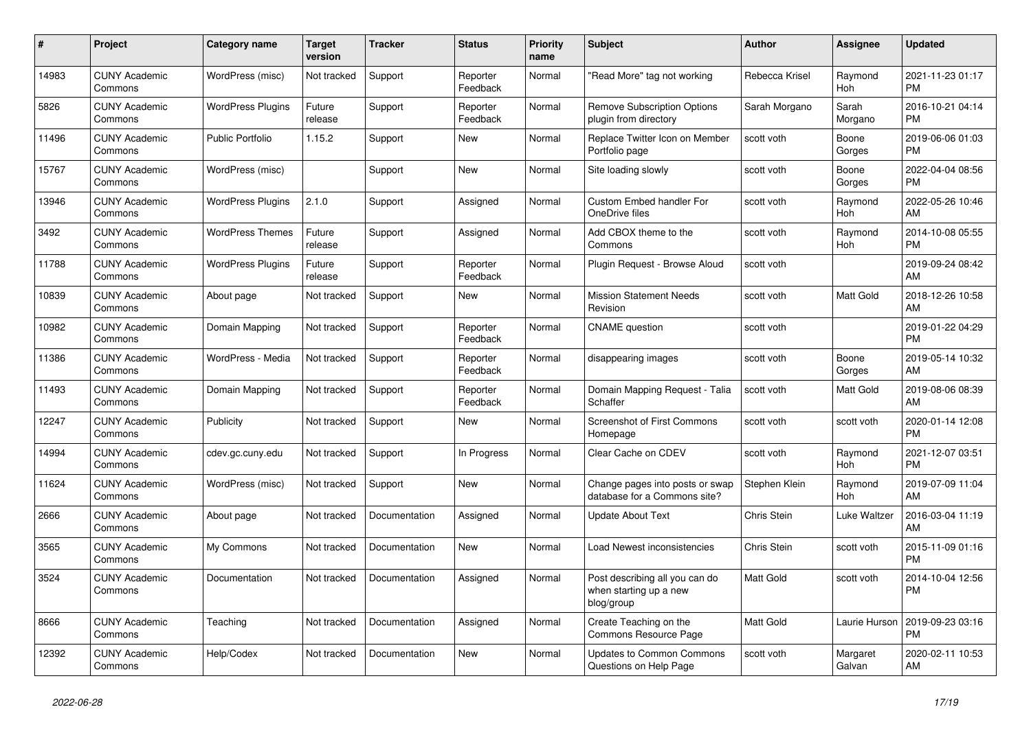| # | Project | Category name | Target version | Tracker | Status | Priority name | Subject | Author | Assignee | Updated |
|---|---|---|---|---|---|---|---|---|---|---|
| 14983 | CUNY Academic Commons | WordPress (misc) | Not tracked | Support | Reporter Feedback | Normal | "Read More" tag not working | Rebecca Krisel | Raymond Hoh | 2021-11-23 01:17 PM |
| 5826 | CUNY Academic Commons | WordPress Plugins | Future release | Support | Reporter Feedback | Normal | Remove Subscription Options plugin from directory | Sarah Morgano | Sarah Morgano | 2016-10-21 04:14 PM |
| 11496 | CUNY Academic Commons | Public Portfolio | 1.15.2 | Support | New | Normal | Replace Twitter Icon on Member Portfolio page | scott voth | Boone Gorges | 2019-06-06 01:03 PM |
| 15767 | CUNY Academic Commons | WordPress (misc) | | Support | New | Normal | Site loading slowly | scott voth | Boone Gorges | 2022-04-04 08:56 PM |
| 13946 | CUNY Academic Commons | WordPress Plugins | 2.1.0 | Support | Assigned | Normal | Custom Embed handler For OneDrive files | scott voth | Raymond Hoh | 2022-05-26 10:46 AM |
| 3492 | CUNY Academic Commons | WordPress Themes | Future release | Support | Assigned | Normal | Add CBOX theme to the Commons | scott voth | Raymond Hoh | 2014-10-08 05:55 PM |
| 11788 | CUNY Academic Commons | WordPress Plugins | Future release | Support | Reporter Feedback | Normal | Plugin Request - Browse Aloud | scott voth | | 2019-09-24 08:42 AM |
| 10839 | CUNY Academic Commons | About page | Not tracked | Support | New | Normal | Mission Statement Needs Revision | scott voth | Matt Gold | 2018-12-26 10:58 AM |
| 10982 | CUNY Academic Commons | Domain Mapping | Not tracked | Support | Reporter Feedback | Normal | CNAME question | scott voth | | 2019-01-22 04:29 PM |
| 11386 | CUNY Academic Commons | WordPress - Media | Not tracked | Support | Reporter Feedback | Normal | disappearing images | scott voth | Boone Gorges | 2019-05-14 10:32 AM |
| 11493 | CUNY Academic Commons | Domain Mapping | Not tracked | Support | Reporter Feedback | Normal | Domain Mapping Request - Talia Schaffer | scott voth | Matt Gold | 2019-08-06 08:39 AM |
| 12247 | CUNY Academic Commons | Publicity | Not tracked | Support | New | Normal | Screenshot of First Commons Homepage | scott voth | scott voth | 2020-01-14 12:08 PM |
| 14994 | CUNY Academic Commons | cdev.gc.cuny.edu | Not tracked | Support | In Progress | Normal | Clear Cache on CDEV | scott voth | Raymond Hoh | 2021-12-07 03:51 PM |
| 11624 | CUNY Academic Commons | WordPress (misc) | Not tracked | Support | New | Normal | Change pages into posts or swap database for a Commons site? | Stephen Klein | Raymond Hoh | 2019-07-09 11:04 AM |
| 2666 | CUNY Academic Commons | About page | Not tracked | Documentation | Assigned | Normal | Update About Text | Chris Stein | Luke Waltzer | 2016-03-04 11:19 AM |
| 3565 | CUNY Academic Commons | My Commons | Not tracked | Documentation | New | Normal | Load Newest inconsistencies | Chris Stein | scott voth | 2015-11-09 01:16 PM |
| 3524 | CUNY Academic Commons | Documentation | Not tracked | Documentation | Assigned | Normal | Post describing all you can do when starting up a new blog/group | Matt Gold | scott voth | 2014-10-04 12:56 PM |
| 8666 | CUNY Academic Commons | Teaching | Not tracked | Documentation | Assigned | Normal | Create Teaching on the Commons Resource Page | Matt Gold | Laurie Hurson | 2019-09-23 03:16 PM |
| 12392 | CUNY Academic Commons | Help/Codex | Not tracked | Documentation | New | Normal | Updates to Common Commons Questions on Help Page | scott voth | Margaret Galvan | 2020-02-11 10:53 AM |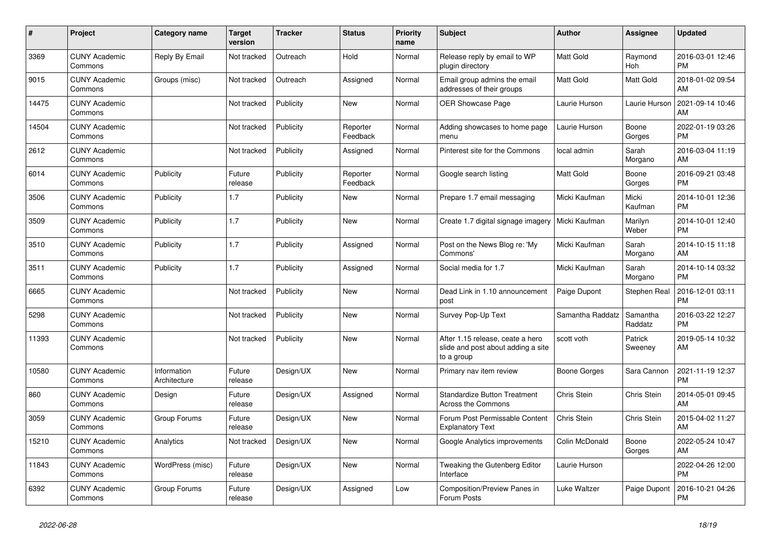| # | Project | Category name | Target version | Tracker | Status | Priority name | Subject | Author | Assignee | Updated |
|---|---|---|---|---|---|---|---|---|---|---|
| 3369 | CUNY Academic Commons | Reply By Email | Not tracked | Outreach | Hold | Normal | Release reply by email to WP plugin directory | Matt Gold | Raymond Hoh | 2016-03-01 12:46 PM |
| 9015 | CUNY Academic Commons | Groups (misc) | Not tracked | Outreach | Assigned | Normal | Email group admins the email addresses of their groups | Matt Gold | Matt Gold | 2018-01-02 09:54 AM |
| 14475 | CUNY Academic Commons | | Not tracked | Publicity | New | Normal | OER Showcase Page | Laurie Hurson | Laurie Hurson | 2021-09-14 10:46 AM |
| 14504 | CUNY Academic Commons | | Not tracked | Publicity | Reporter Feedback | Normal | Adding showcases to home page menu | Laurie Hurson | Boone Gorges | 2022-01-19 03:26 PM |
| 2612 | CUNY Academic Commons | | Not tracked | Publicity | Assigned | Normal | Pinterest site for the Commons | local admin | Sarah Morgano | 2016-03-04 11:19 AM |
| 6014 | CUNY Academic Commons | Publicity | Future release | Publicity | Reporter Feedback | Normal | Google search listing | Matt Gold | Boone Gorges | 2016-09-21 03:48 PM |
| 3506 | CUNY Academic Commons | Publicity | 1.7 | Publicity | New | Normal | Prepare 1.7 email messaging | Micki Kaufman | Micki Kaufman | 2014-10-01 12:36 PM |
| 3509 | CUNY Academic Commons | Publicity | 1.7 | Publicity | New | Normal | Create 1.7 digital signage imagery | Micki Kaufman | Marilyn Weber | 2014-10-01 12:40 PM |
| 3510 | CUNY Academic Commons | Publicity | 1.7 | Publicity | Assigned | Normal | Post on the News Blog re: 'My Commons' | Micki Kaufman | Sarah Morgano | 2014-10-15 11:18 AM |
| 3511 | CUNY Academic Commons | Publicity | 1.7 | Publicity | Assigned | Normal | Social media for 1.7 | Micki Kaufman | Sarah Morgano | 2014-10-14 03:32 PM |
| 6665 | CUNY Academic Commons | | Not tracked | Publicity | New | Normal | Dead Link in 1.10 announcement post | Paige Dupont | Stephen Real | 2016-12-01 03:11 PM |
| 5298 | CUNY Academic Commons | | Not tracked | Publicity | New | Normal | Survey Pop-Up Text | Samantha Raddatz | Samantha Raddatz | 2016-03-22 12:27 PM |
| 11393 | CUNY Academic Commons | | Not tracked | Publicity | New | Normal | After 1.15 release, ceate a hero slide and post about adding a site to a group | scott voth | Patrick Sweeney | 2019-05-14 10:32 AM |
| 10580 | CUNY Academic Commons | Information Architecture | Future release | Design/UX | New | Normal | Primary nav item review | Boone Gorges | Sara Cannon | 2021-11-19 12:37 PM |
| 860 | CUNY Academic Commons | Design | Future release | Design/UX | Assigned | Normal | Standardize Button Treatment Across the Commons | Chris Stein | Chris Stein | 2014-05-01 09:45 AM |
| 3059 | CUNY Academic Commons | Group Forums | Future release | Design/UX | New | Normal | Forum Post Permissable Content Explanatory Text | Chris Stein | Chris Stein | 2015-04-02 11:27 AM |
| 15210 | CUNY Academic Commons | Analytics | Not tracked | Design/UX | New | Normal | Google Analytics improvements | Colin McDonald | Boone Gorges | 2022-05-24 10:47 AM |
| 11843 | CUNY Academic Commons | WordPress (misc) | Future release | Design/UX | New | Normal | Tweaking the Gutenberg Editor Interface | Laurie Hurson | | 2022-04-26 12:00 PM |
| 6392 | CUNY Academic Commons | Group Forums | Future release | Design/UX | Assigned | Low | Composition/Preview Panes in Forum Posts | Luke Waltzer | Paige Dupont | 2016-10-21 04:26 PM |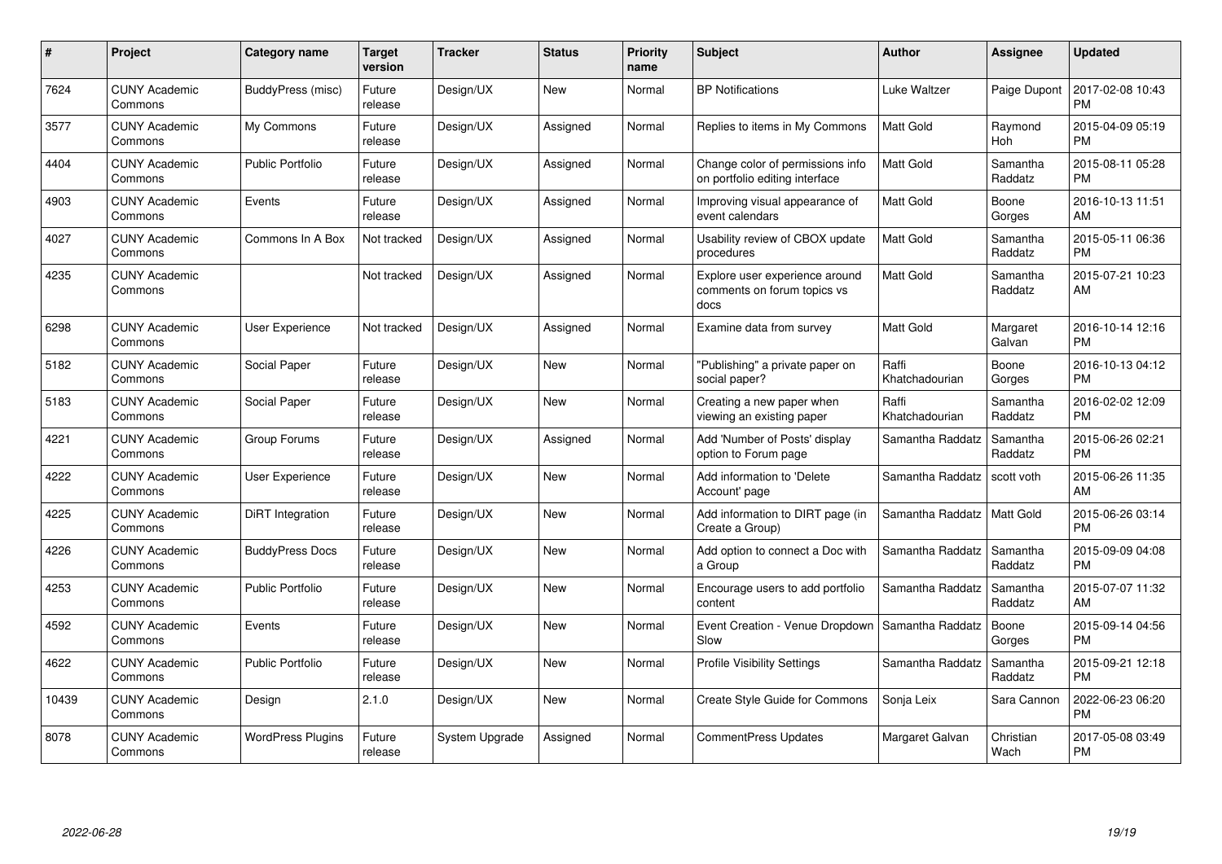| # | Project | Category name | Target version | Tracker | Status | Priority name | Subject | Author | Assignee | Updated |
|---|---|---|---|---|---|---|---|---|---|---|
| 7624 | CUNY Academic Commons | BuddyPress (misc) | Future release | Design/UX | New | Normal | BP Notifications | Luke Waltzer | Paige Dupont | 2017-02-08 10:43 PM |
| 3577 | CUNY Academic Commons | My Commons | Future release | Design/UX | Assigned | Normal | Replies to items in My Commons | Matt Gold | Raymond Hoh | 2015-04-09 05:19 PM |
| 4404 | CUNY Academic Commons | Public Portfolio | Future release | Design/UX | Assigned | Normal | Change color of permissions info on portfolio editing interface | Matt Gold | Samantha Raddatz | 2015-08-11 05:28 PM |
| 4903 | CUNY Academic Commons | Events | Future release | Design/UX | Assigned | Normal | Improving visual appearance of event calendars | Matt Gold | Boone Gorges | 2016-10-13 11:51 AM |
| 4027 | CUNY Academic Commons | Commons In A Box | Not tracked | Design/UX | Assigned | Normal | Usability review of CBOX update procedures | Matt Gold | Samantha Raddatz | 2015-05-11 06:36 PM |
| 4235 | CUNY Academic Commons | | Not tracked | Design/UX | Assigned | Normal | Explore user experience around comments on forum topics vs docs | Matt Gold | Samantha Raddatz | 2015-07-21 10:23 AM |
| 6298 | CUNY Academic Commons | User Experience | Not tracked | Design/UX | Assigned | Normal | Examine data from survey | Matt Gold | Margaret Galvan | 2016-10-14 12:16 PM |
| 5182 | CUNY Academic Commons | Social Paper | Future release | Design/UX | New | Normal | "Publishing" a private paper on social paper? | Raffi Khatchadourian | Boone Gorges | 2016-10-13 04:12 PM |
| 5183 | CUNY Academic Commons | Social Paper | Future release | Design/UX | New | Normal | Creating a new paper when viewing an existing paper | Raffi Khatchadourian | Samantha Raddatz | 2016-02-02 12:09 PM |
| 4221 | CUNY Academic Commons | Group Forums | Future release | Design/UX | Assigned | Normal | Add 'Number of Posts' display option to Forum page | Samantha Raddatz | Samantha Raddatz | 2015-06-26 02:21 PM |
| 4222 | CUNY Academic Commons | User Experience | Future release | Design/UX | New | Normal | Add information to 'Delete Account' page | Samantha Raddatz | scott voth | 2015-06-26 11:35 AM |
| 4225 | CUNY Academic Commons | DiRT Integration | Future release | Design/UX | New | Normal | Add information to DIRT page (in Create a Group) | Samantha Raddatz | Matt Gold | 2015-06-26 03:14 PM |
| 4226 | CUNY Academic Commons | BuddyPress Docs | Future release | Design/UX | New | Normal | Add option to connect a Doc with a Group | Samantha Raddatz | Samantha Raddatz | 2015-09-09 04:08 PM |
| 4253 | CUNY Academic Commons | Public Portfolio | Future release | Design/UX | New | Normal | Encourage users to add portfolio content | Samantha Raddatz | Samantha Raddatz | 2015-07-07 11:32 AM |
| 4592 | CUNY Academic Commons | Events | Future release | Design/UX | New | Normal | Event Creation - Venue Dropdown Slow | Samantha Raddatz | Boone Gorges | 2015-09-14 04:56 PM |
| 4622 | CUNY Academic Commons | Public Portfolio | Future release | Design/UX | New | Normal | Profile Visibility Settings | Samantha Raddatz | Samantha Raddatz | 2015-09-21 12:18 PM |
| 10439 | CUNY Academic Commons | Design | 2.1.0 | Design/UX | New | Normal | Create Style Guide for Commons | Sonja Leix | Sara Cannon | 2022-06-23 06:20 PM |
| 8078 | CUNY Academic Commons | WordPress Plugins | Future release | System Upgrade | Assigned | Normal | CommentPress Updates | Margaret Galvan | Christian Wach | 2017-05-08 03:49 PM |